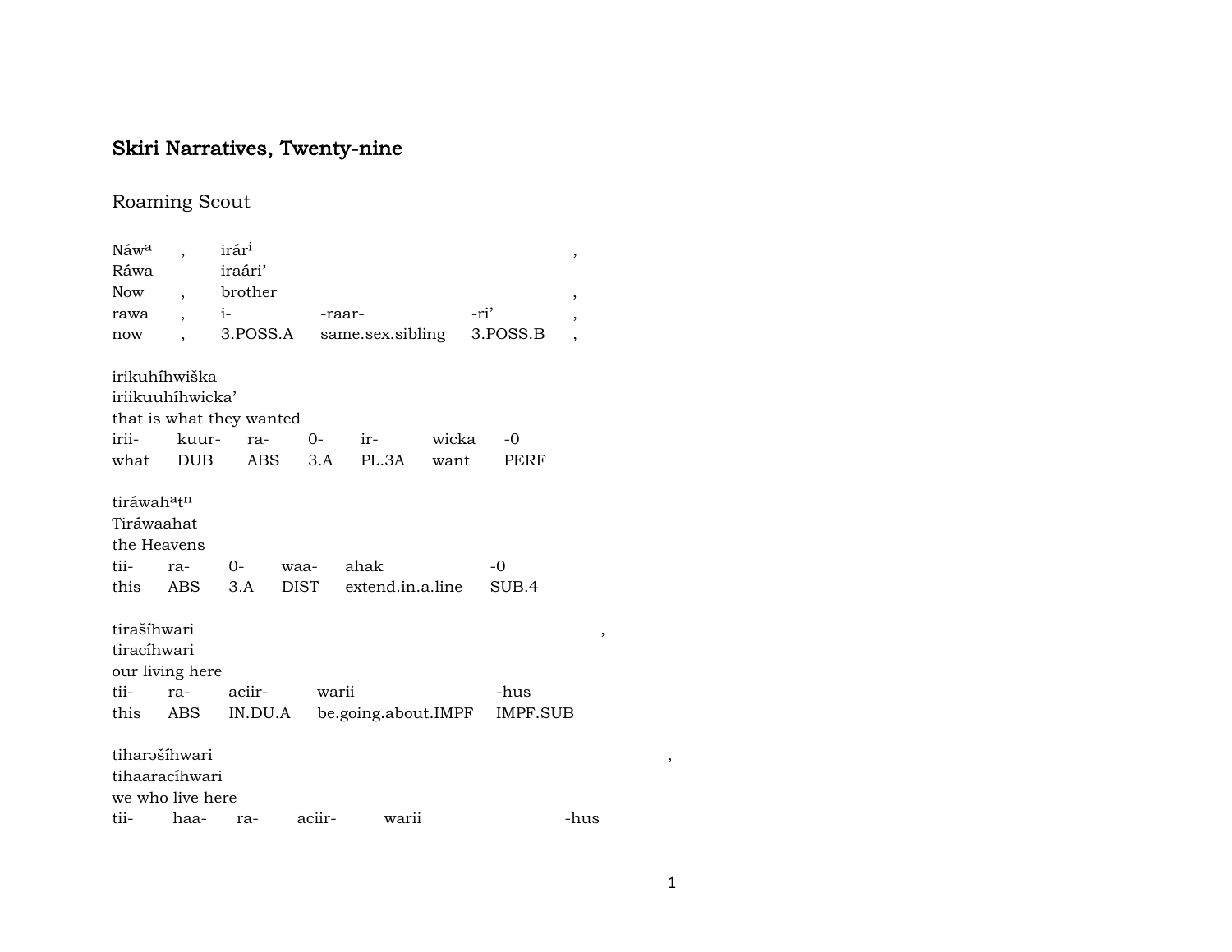# Skiri Narratives, Twenty-nine

## Roaming Scout

| Náw^a | , | irár^i | | | , |
|---|---|---|---|---|---|
| Ráwa | | iraári' | | | |
| Now | , | brother | | | , |
| rawa | , | i- | -raar- | -ri' | , |
| now | , | 3.POSS.A | same.sex.sibling | 3.POSS.B | , |

| irikuhíhwiška | | | | | | |
|---|---|---|---|---|---|---|
| iriikuuhíhwicka' | | | | | | |
| that is what they wanted | | | | | | |
| irii- | kuur- | ra- | 0- | ir- | wicka | -0 |
| what | DUB | ABS | 3.A | PL.3A | want | PERF |

| tiráwah^at^n | | | | | |
|---|---|---|---|---|---|
| Tiráwaahat | | | | | |
| the Heavens | | | | | |
| tii- | ra- | 0- | waa- | ahak | -0 |
| this | ABS | 3.A | DIST | extend.in.a.line | SUB.4 |

| tirašíhwari | | | | | , |
|---|---|---|---|---|---|
| tiracíhwari | | | | | |
| our living here | | | | | |
| tii- | ra- | aciir- | warii | -hus | |
| this | ABS | IN.DU.A | be.going.about.IMPF | IMPF.SUB | |

| tiharəšíhwari | | | | | , |
|---|---|---|---|---|---|
| tihaaracíhwari | | | | | |
| we who live here | | | | | |
| tii- | haa- | ra- | aciir- | warii | -hus |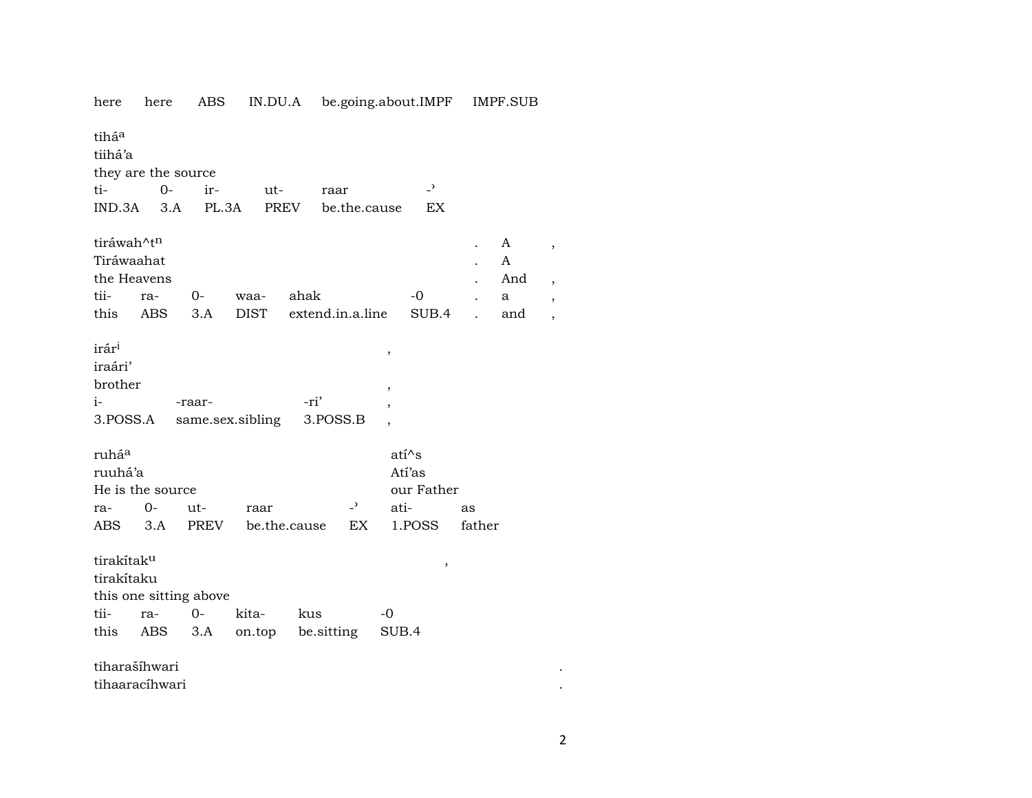here here ABS IN.DU.A be.going.about.IMPF IMPF.SUB

tiháa
tiihá'a
they are the source
ti- 0- ir- ut- raar -ˀ
IND.3A 3.A PL.3A PREV be.the.cause EX

tiráwah^tn . A ,
Tiráwaahat . A
the Heavens . And ,
tii- ra- 0- waa- ahak -0 . a ,
this ABS 3.A DIST extend.in.a.line SUB.4 . and ,

irári ,
iraári'
brother ,
i- -raar- -ri' ,
3.POSS.A same.sex.sibling 3.POSS.B ,

ruháa atí^s
ruuhá'a Atí'as
He is the source our Father
ra- 0- ut- raar -ˀ ati- as
ABS 3.A PREV be.the.cause EX 1.POSS father

tirakítaku ,
tirakítaku
this one sitting above
tii- ra- 0- kita- kus -0
this ABS 3.A on.top be.sitting SUB.4

tiharašíhwari .
tihaaracíhwari .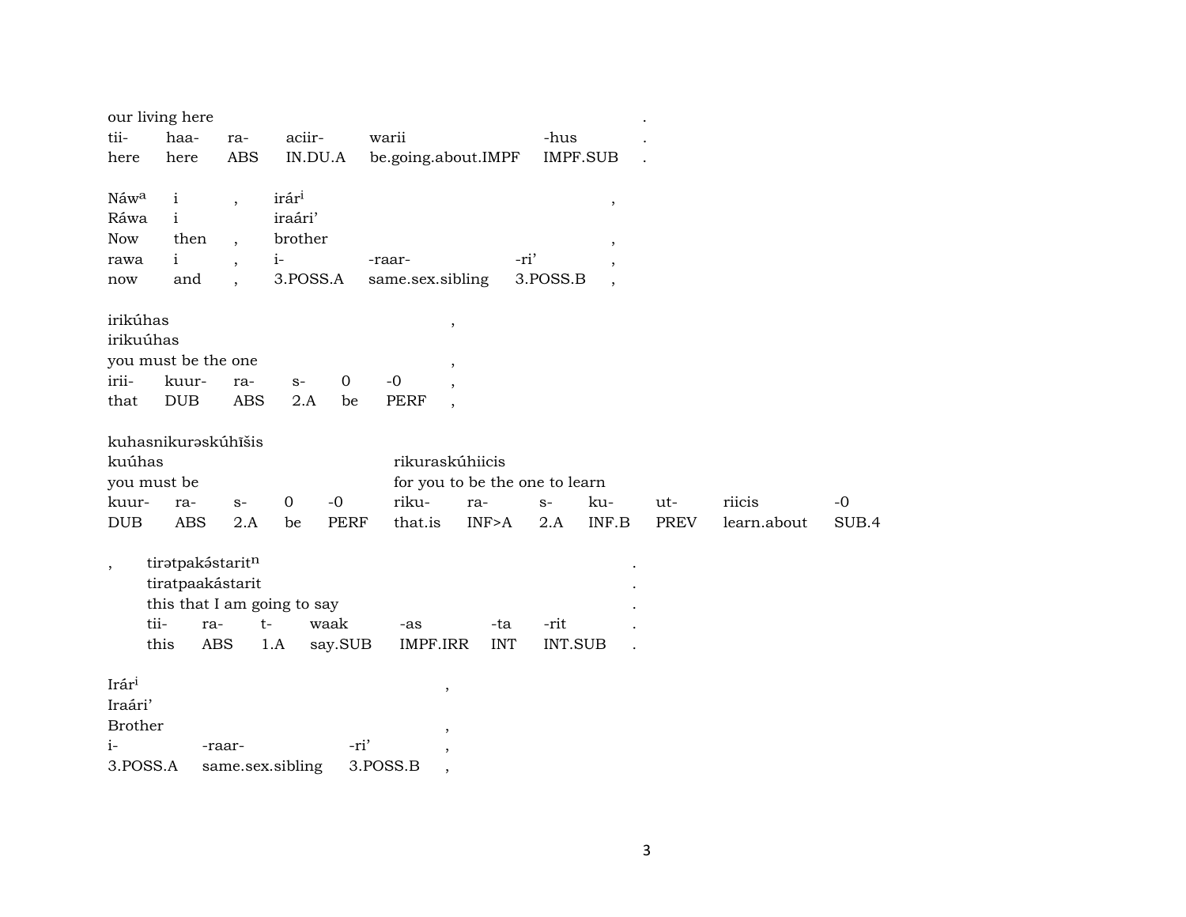| our living here | | | | | . |
|---|---|---|---|---|---|
| tii- | haa- | ra- | aciir- | warii | -hus | . |
| here | here | ABS | IN.DU.A | be.going.about.IMPF | IMPF.SUB | . |

| Náw[a] | i | , | irár[i] | | | , |
|---|---|---|---|---|---|---|
| Ráwa | i | | iraári’ | | | |
| Now | then | , | brother | | | , |
| rawa | i | , | i- | -raar- | -ri’ | , |
| now | and | , | 3.POSS.A | same.sex.sibling | 3.POSS.B | , |

| irikúhas | | | | | | , |
|---|---|---|---|---|---|---|
| irikuúhas | | | | | | |
| you must be the one | | | | | | , |
| irii- | kuur- | ra- | s- | 0 | -0 | , |
| that | DUB | ABS | 2.A | be | PERF | , |

| kuhasnikurəskúhĩšis | | | | | | | | | | | |
|---|---|---|---|---|---|---|---|---|---|---|---|
| kuúhas | | | | | rikuraskúhiicis | | | | | | |
| you must be | | | | | for you to be the one to learn | | | | | | |
| kuur- | ra- | s- | 0 | -0 | riku- | ra- | s- | ku- | ut- | riicis | -0 |
| DUB | ABS | 2.A | be | PERF | that.is | INF>A | 2.A | INF.B | PREV | learn.about | SUB.4 |

| , | tirətpakə́starit[n] | | | | | | . |
|---|---|---|---|---|---|---|---|
| | tiratpaakástarit | | | | | | . |
| | this that I am going to say | | | | | | . |
| | tii- | ra- | t- | waak | -as | -ta | -rit | . |
| | this | ABS | 1.A | say.SUB | IMPF.IRR | INT | INT.SUB | . |

| Irár[i] | | | , |
|---|---|---|---|
| Iraári’ | | | |
| Brother | | | , |
| i- | -raar- | -ri’ | , |
| 3.POSS.A | same.sex.sibling | 3.POSS.B | , |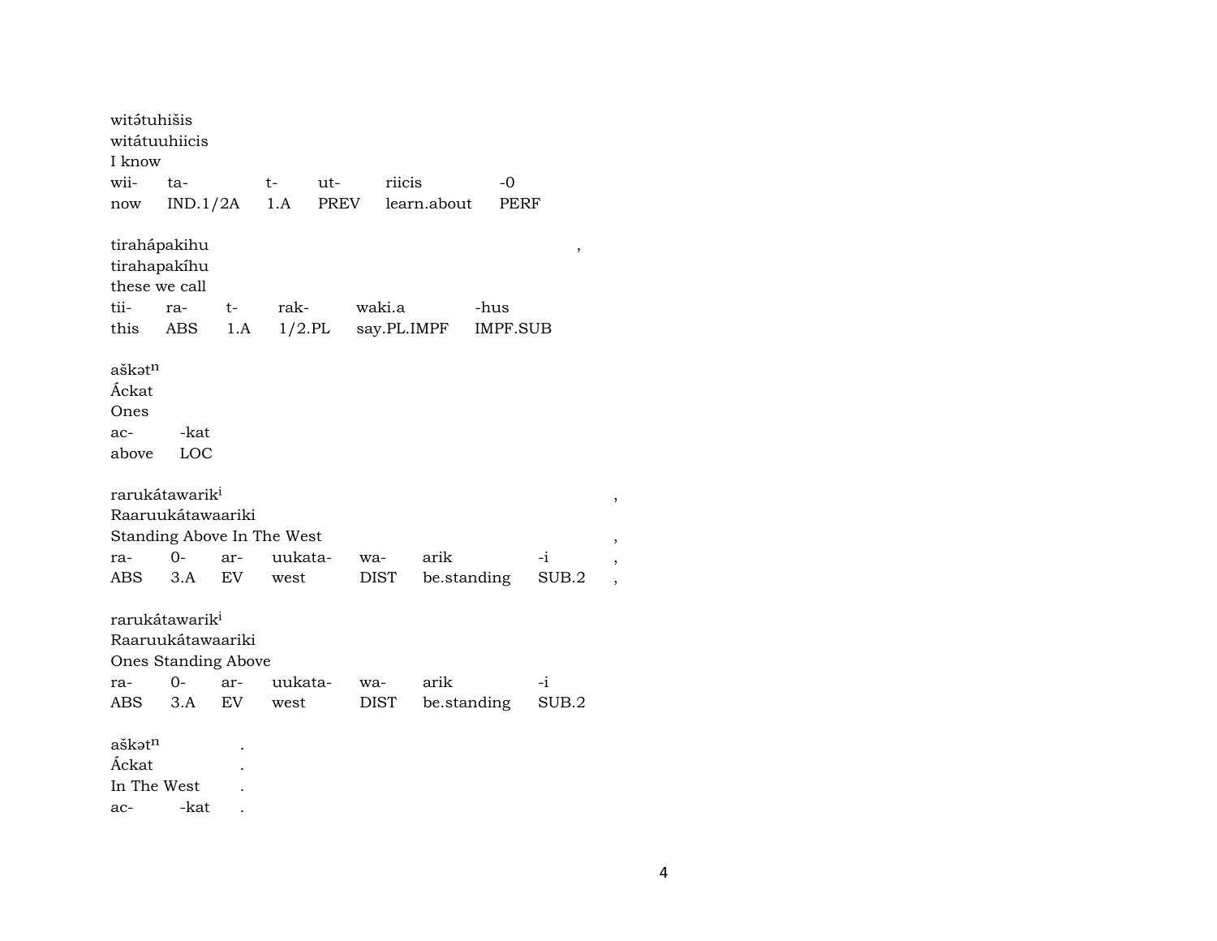witə́tuhišis
witátuuhiicis
I know

| wii- | ta- | t- | ut- | riicis | -0 |
|---|---|---|---|---|---|
| now | IND.1/2A | 1.A | PREV | learn.about | PERF |

tiraháṗakihu ,
tirahapakíhu
these we call

| tii- | ra- | t- | rak- | waki.a | -hus |
|---|---|---|---|---|---|
| this | ABS | 1.A | 1/2.PL | say.PL.IMPF | IMPF.SUB |

aškət$^{n}$
Áckat
Ones

| ac- | -kat |
|---|---|
| above | LOC |

rarukátawarik$^{i}$ ,
Raaruukátawaariki
Standing Above In The West ,

| ra- | 0- | ar- | uukata- | wa- | arik | -i | , |
|---|---|---|---|---|---|---|---|
| ABS | 3.A | EV | west | DIST | be.standing | SUB.2 | , |

rarukátawarik$^{i}$
Raaruukátawaariki
Ones Standing Above

| ra- | 0- | ar- | uukata- | wa- | arik | -i |
|---|---|---|---|---|---|---|
| ABS | 3.A | EV | west | DIST | be.standing | SUB.2 |

aškət$^{n}$ .
Áckat .
In The West .

| ac- | -kat | . |
|---|---|---|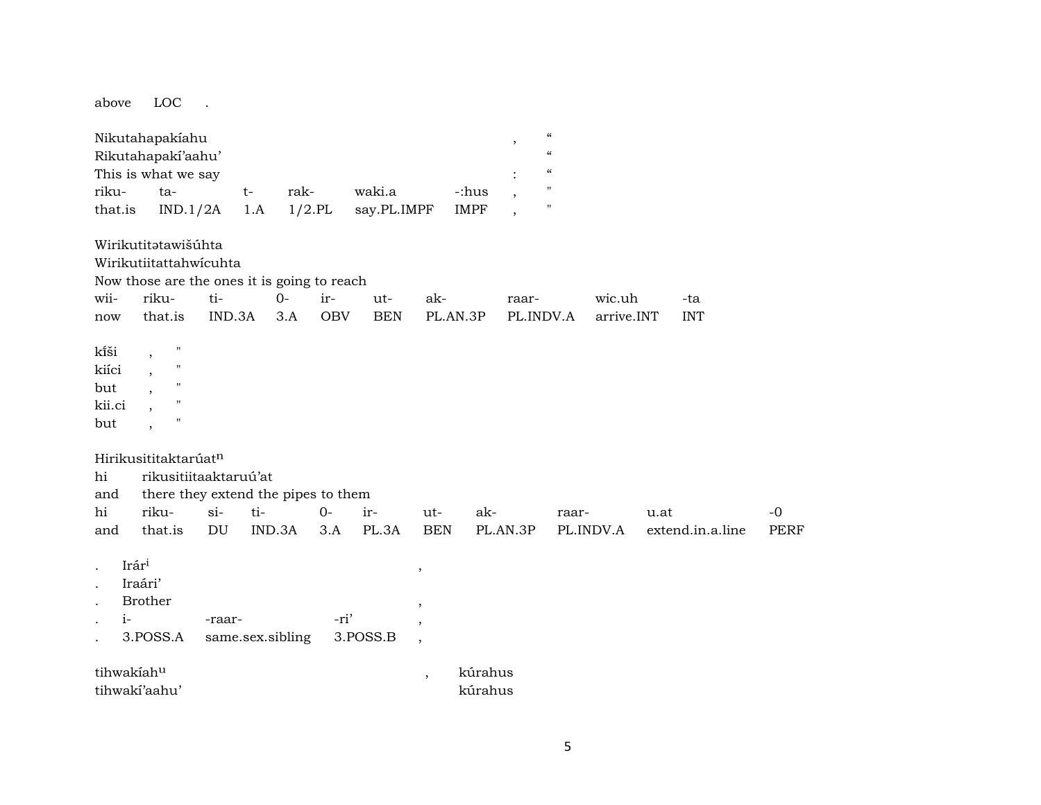above LOC .

Nikutahapakíahu , “
Rikutahapakí’aahu’ “
This is what we say : “

| riku- | ta- | t- | rak- | waki.a | -:hus | , | " |
|---|---|---|---|---|---|---|---|
| that.is | IND.1/2A | 1.A | 1/2.PL | say.PL.IMPF | IMPF | , | " |

Wirikutitətawišúhta
Wirikutiitattahwícuhta
Now those are the ones it is going to reach

| wii- | riku- | ti- | 0- | ir- | ut- | ak- | raar- | wic.uh | -ta |
|---|---|---|---|---|---|---|---|---|---|
| now | that.is | IND.3A | 3.A | OBV | BEN | PL.AN.3P | PL.INDV.A | arrive.INT | INT |

kĩ́ši , "
kiíci , "
but , "
kii.ci , "
but , "

Hirikusititaktarúat[n]

| hi | rikusitiitaaktaruú’at | | | | | | | | |
|---|---|---|---|---|---|---|---|---|---|
| and | there they extend the pipes to them | | | | | | | | |
| hi | riku- | si- | ti- | 0- | ir- | ut- | ak- | raar- | u.at | -0 |
| and | that.is | DU | IND.3A | 3.A | PL.3A | BEN | PL.AN.3P | PL.INDV.A | extend.in.a.line | PERF |

. Irár[i] ,
. Iraári’
. Brother ,

| . | i- | -raar- | -ri’ | , |
|---|---|---|---|---|
| . | 3.POSS.A | same.sex.sibling | 3.POSS.B | , |

tihwakíah[u] , kúrahus
tihwakí’aahu’ kúrahus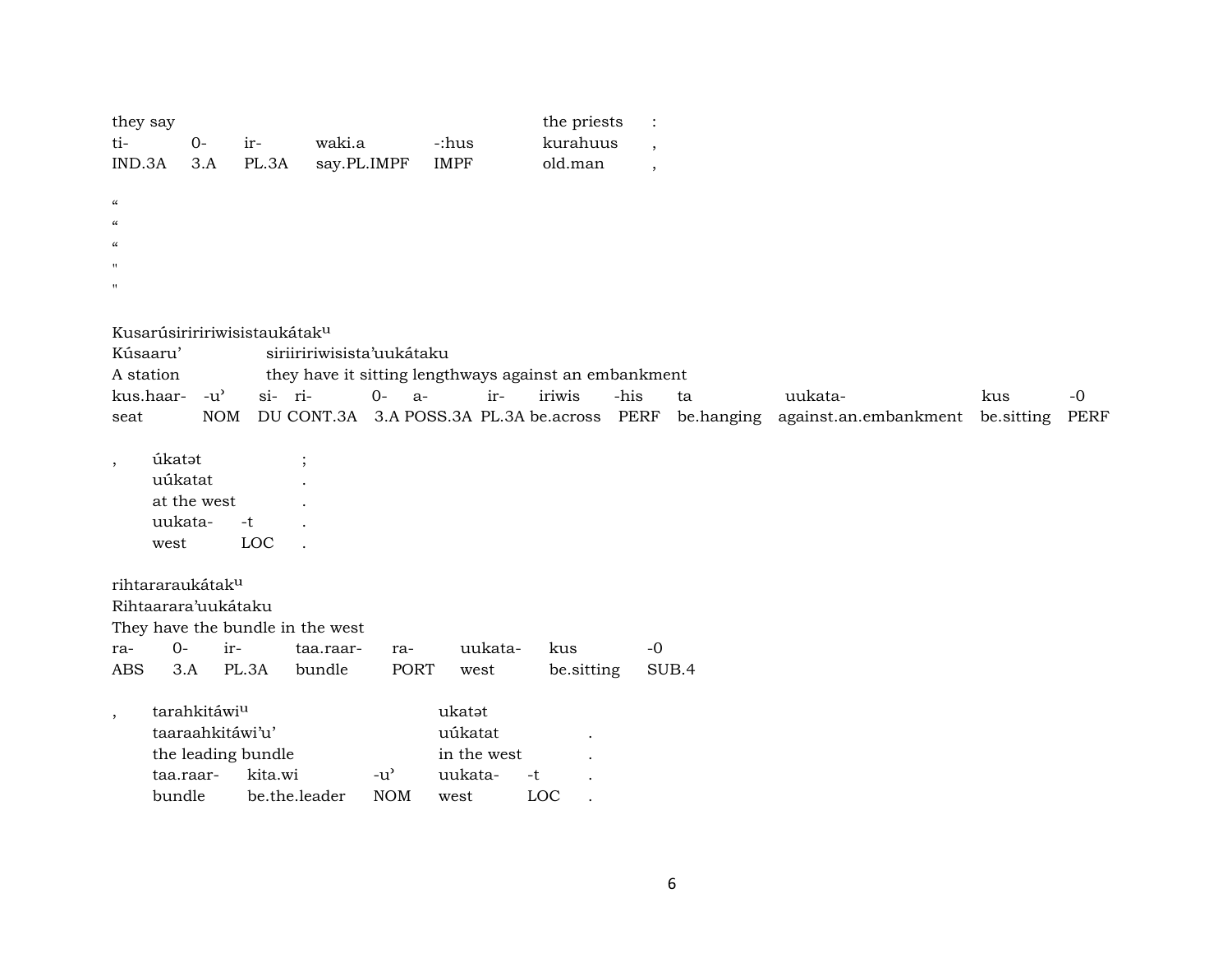| they say | | | | | the priests | : |
|---|---|---|---|---|---|---|
| ti- | 0- | ir- | waki.a | -:hus | kurahuus | , |
| IND.3A | 3.A | PL.3A | say.PL.IMPF | IMPF | old.man | , |

“
“
“
"
"

Kusarúsiririririwisistaukátak[u]
Kúsaaru’ siriiririwisista’uukátaku
A station they have it sitting lengthways against an embankment

| kus.haar- | -u’ | si- | ri- | 0- | a- | ir- | iriwis | -his | ta | uukata- | kus | -0 |
|---|---|---|---|---|---|---|---|---|---|---|---|---|
| seat | NOM | DU | CONT.3A | 3.A | POSS.3A | PL.3A | be.across | PERF | be.hanging | against.an.embankment | be.sitting | PERF |

| , | úkatət | | ; |
|---|---|---|---|
| | uúkatat | | . |
| | at the west | | . |
| | uukata- | -t | . |
| | west | LOC | . |

rihtararaukátak[u]
Rihtaarara’uukátaku
They have the bundle in the west

| ra- | 0- | ir- | taa.raar- | ra- | uukata- | kus | -0 |
|---|---|---|---|---|---|---|---|
| ABS | 3.A | PL.3A | bundle | PORT | west | be.sitting | SUB.4 |

| , | tarahkitáwi[u] | | | ukatət | | |
|---|---|---|---|---|---|---|
| | taaraahkitáwi’u’ | | | uúkatat | | . |
| | the leading bundle | | | in the west | | . |
| | taa.raar- | kita.wi | -u’ | uukata- | -t | . |
| | bundle | be.the.leader | NOM | west | LOC | . |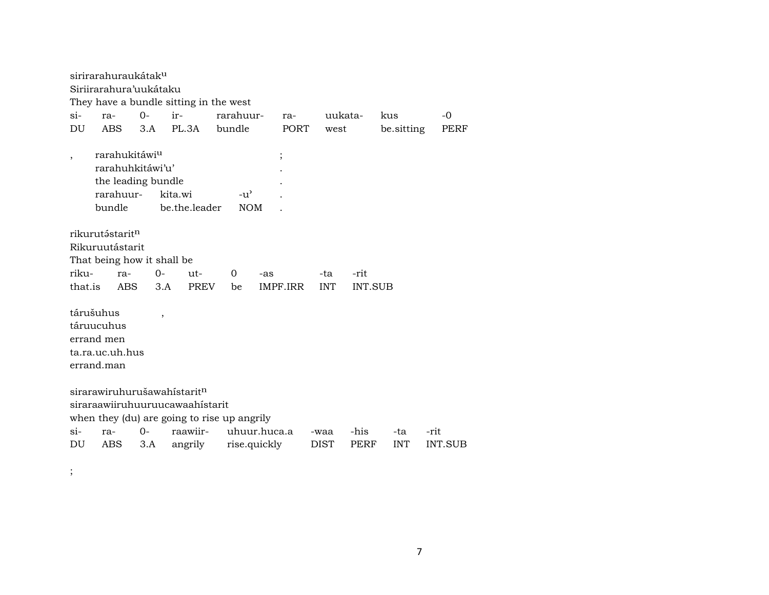sirirarahuraukátak^u
Siriirarahura'uukátaku
They have a bundle sitting in the west

| si- | ra- | 0- | ir- | rarahuur- | ra- | uukata- | kus | -0 |
|---|---|---|---|---|---|---|---|---|
| DU | ABS | 3.A | PL.3A | bundle | PORT | west | be.sitting | PERF |

| , | rarahukitáwi^u | | | ; |
|---|---|---|---|---|
| | rarahuhkitáwi'u' | | | . |
| | the leading bundle | | | . |
| | rarahuur- | kita.wi | -u' | . |
| | bundle | be.the.leader | NOM | . |

rikurutə́starit^n
Rikuruutástarit
That being how it shall be

| riku- | ra- | 0- | ut- | 0 | -as | -ta | -rit |
|---|---|---|---|---|---|---|---|
| that.is | ABS | 3.A | PREV | be | IMPF.IRR | INT | INT.SUB |

tárušuhus ,
táruucuhus
errand men
ta.ra.uc.uh.hus
errand.man

sirarawiruhurušawahístarit^n
siraraawiiruhuuruucawaahístarit
when they (du) are going to rise up angrily

| si- | ra- | 0- | raawiir- | uhuur.huca.a | -waa | -his | -ta | -rit |
|---|---|---|---|---|---|---|---|---|
| DU | ABS | 3.A | angrily | rise.quickly | DIST | PERF | INT | INT.SUB |

;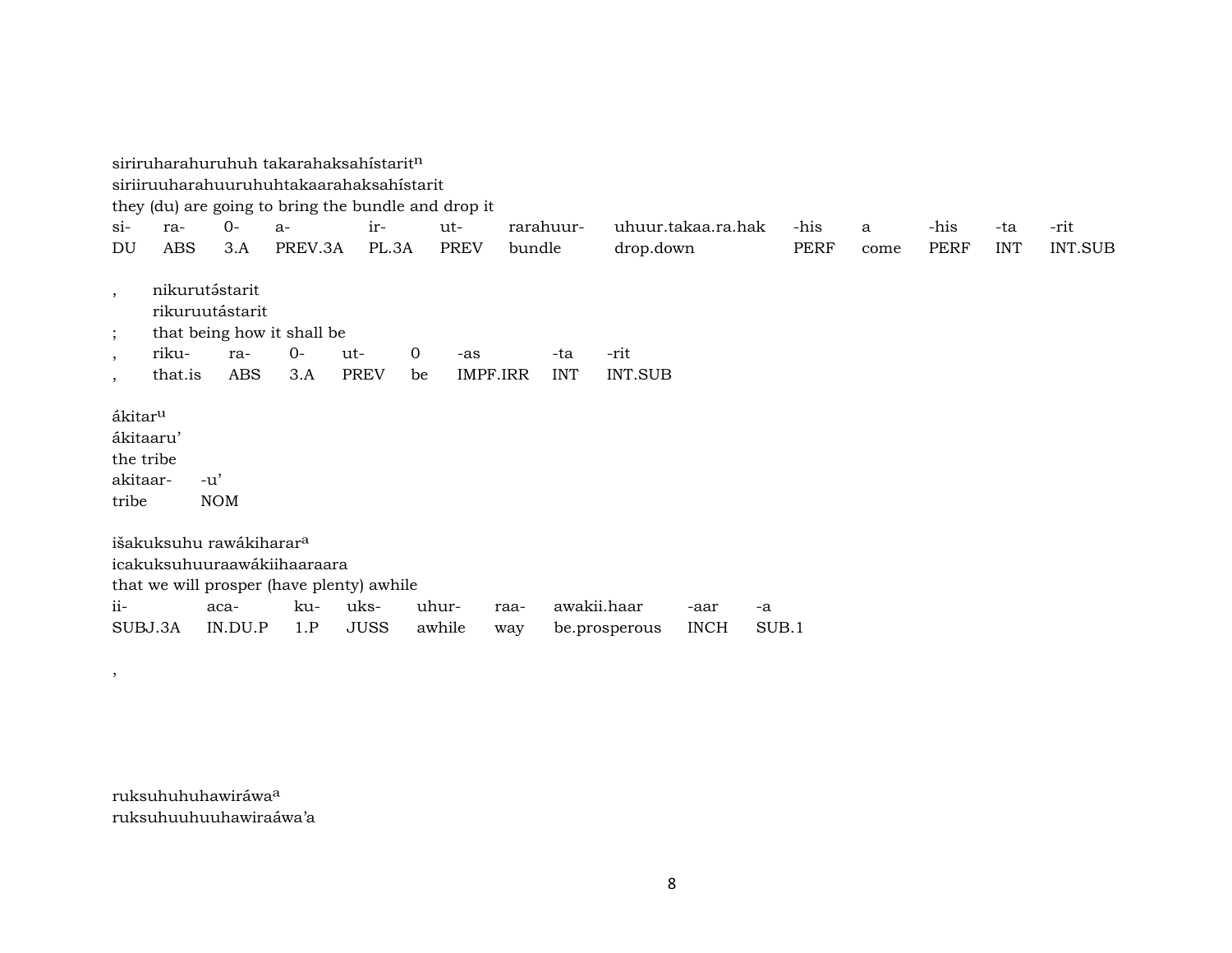siriruharahuruhuh takarahaksahístarit[n]
siriiruuharahuuruhuhtakaarahaksahístarit
they (du) are going to bring the bundle and drop it

| si- | ra- | 0- | a- | ir- | ut- | rarahuur- | uhuur.takaa.ra.hak | -his | a | -his | -ta | -rit |
|---|---|---|---|---|---|---|---|---|---|---|---|---|
| DU | ABS | 3.A | PREV.3A | PL.3A | PREV | bundle | drop.down | PERF | come | PERF | INT | INT.SUB |

, nikurutə́starit
rikuruutástarit
; that being how it shall be

| , | riku- | ra- | 0- | ut- | 0 | -as | -ta | -rit |
|---|---|---|---|---|---|---|---|---|
| , | that.is | ABS | 3.A | PREV | be | IMPF.IRR | INT | INT.SUB |

ákitar[u]
ákitaaru’
the tribe

| akitaar- | -u’ |
|---|---|
| tribe | NOM |

išakuksuhu rawákiharar[a]
icakuksuhuuraawákiihaaraara
that we will prosper (have plenty) awhile

| ii- | aca- | ku- | uks- | uhur- | raa- | awakii.haar | -aar | -a |
|---|---|---|---|---|---|---|---|---|
| SUBJ.3A | IN.DU.P | 1.P | JUSS | awhile | way | be.prosperous | INCH | SUB.1 |

,

ruksuhuhuhawiráwa[a]
ruksuhuuhuuhawiraáwa’a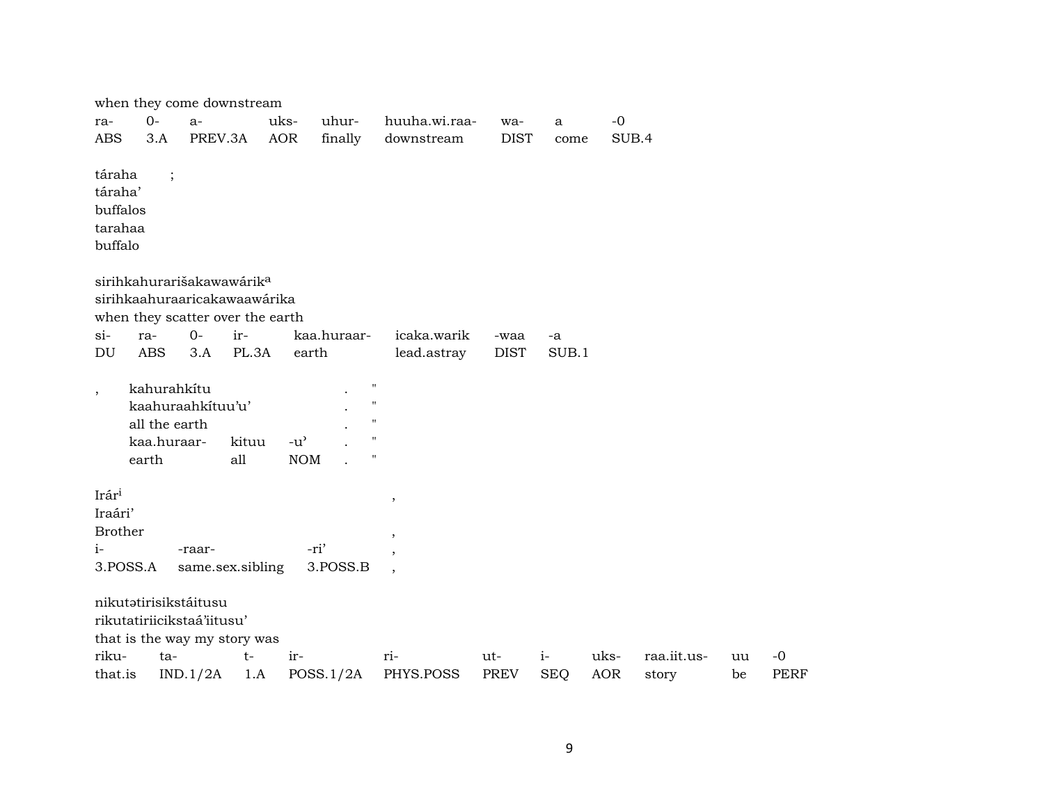when they come downstream

| ra- | 0- | a- | uks- | uhur- | huuha.wi.raa- | wa- | a | -0 |
|---|---|---|---|---|---|---|---|---|
| ABS | 3.A | PREV.3A | AOR | finally | downstream | DIST | come | SUB.4 |

táraha ;
táraha'
buffalos
tarahaa
buffalo

sirihkahurarišakawawárik[a]
sirihkaahuraaricakawaawárika
when they scatter over the earth

| si- | ra- | 0- | ir- | kaa.huraar- | icaka.warik | -waa | -a |
|---|---|---|---|---|---|---|---|
| DU | ABS | 3.A | PL.3A | earth | lead.astray | DIST | SUB.1 |

, kahurahkítu . "
kaahuraahkítuu'u' . "
all the earth . "

| kaa.huraar- | kituu | -u' | . | " |
|---|---|---|---|---|
| earth | all | NOM | . | " |

Irár[i] ,
Iraári'
Brother ,

| i- | -raar- | -ri' | , |
|---|---|---|---|
| 3.POSS.A | same.sex.sibling | 3.POSS.B | , |

nikutətirisikstáitusu
rikutatiriicikstaá'iitusu'
that is the way my story was

| riku- | ta- | t- | ir- | ri- | ut- | i- | uks- | raa.iit.us- | uu | -0 |
|---|---|---|---|---|---|---|---|---|---|---|
| that.is | IND.1/2A | 1.A | POSS.1/2A | PHYS.POSS | PREV | SEQ | AOR | story | be | PERF |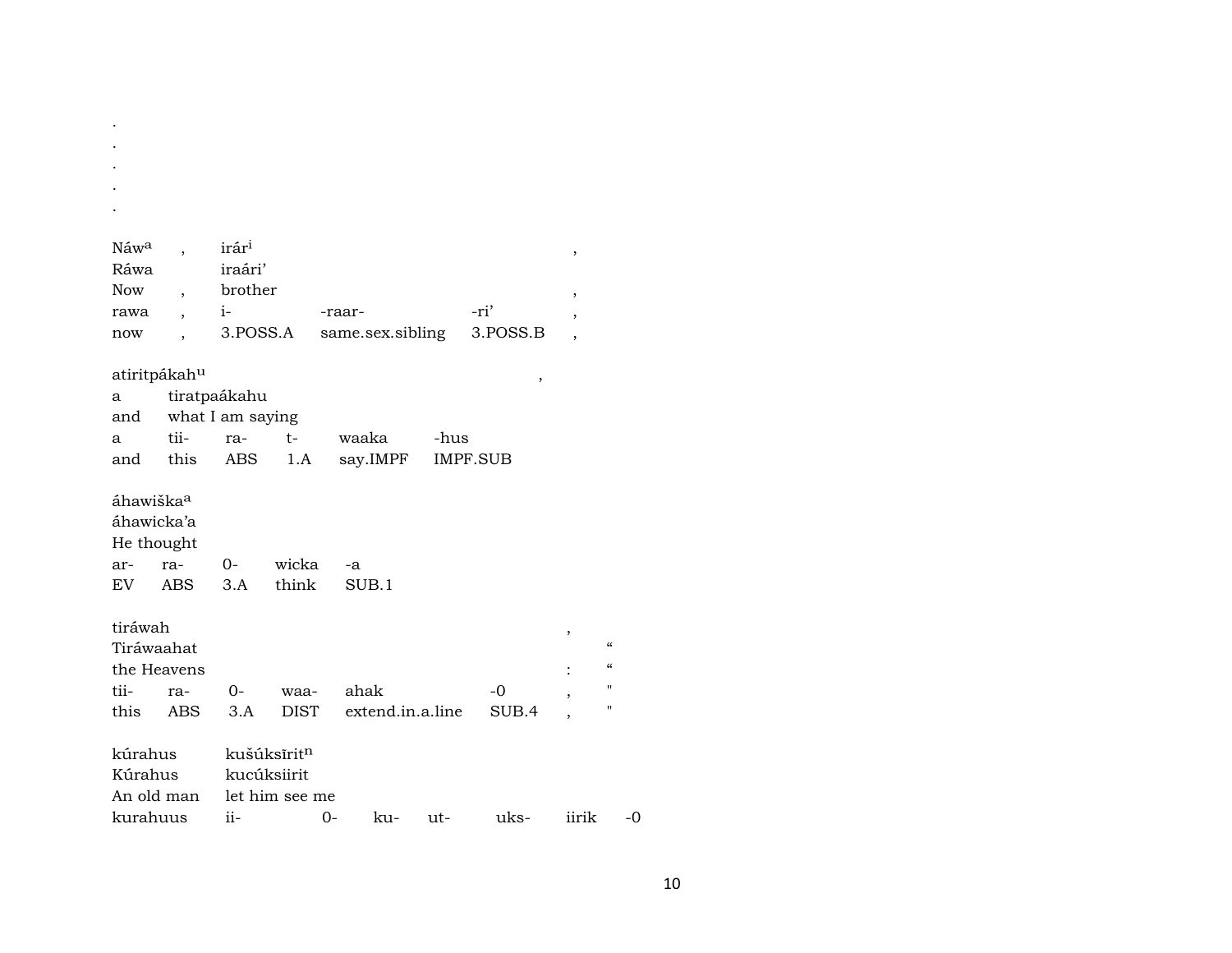.
.
.
.
.

| Náwᵃ | , | irárⁱ | | | , |
|---|---|---|---|---|---|
| Ráwa | | iraári' | | | |
| Now | , | brother | | | , |
| rawa | , | i- | -raar- | -ri' | , |
| now | , | 3.POSS.A | same.sex.sibling | 3.POSS.B | , |

| atiritpákahᵘ | | | | | | , |
|---|---|---|---|---|---|---|
| a | tiratpaákahu | | | | | |
| and | what I am saying | | | | | |
| a | tii- | ra- | t- | waaka | -hus | |
| and | this | ABS | 1.A | say.IMPF | IMPF.SUB | |

| áhawiškaᵃ | | | | |
|---|---|---|---|---|
| áhawicka'a | | | | |
| He thought | | | | |
| ar- | ra- | 0- | wicka | -a |
| EV | ABS | 3.A | think | SUB.1 |

| tiráwah | | | | | | , | |
|---|---|---|---|---|---|---|---|
| Tiráwaahat | | | | | | | " |
| the Heavens | | | | | | : | " |
| tii- | ra- | 0- | waa- | ahak | -0 | , | " |
| this | ABS | 3.A | DIST | extend.in.a.line | SUB.4 | , | " |

| kúrahus | kušúksīritⁿ | | | | | | |
|---|---|---|---|---|---|---|---|
| Kúrahus | kucúksiirit | | | | | | |
| An old man | let him see me | | | | | | |
| kurahuus | ii- | 0- | ku- | ut- | uks- | iirik | -0 |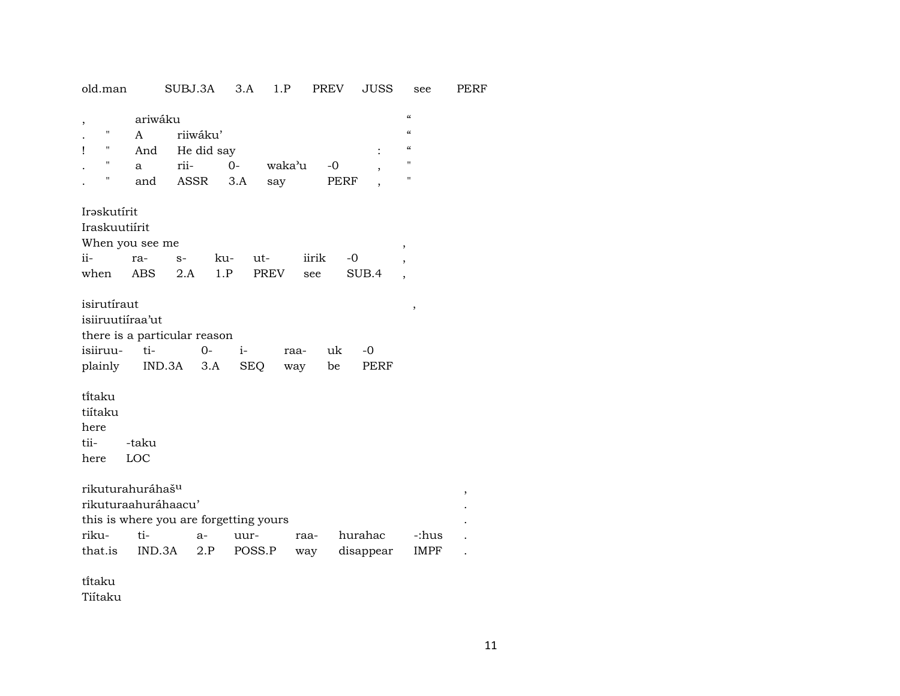old.man SUBJ.3A 3.A 1.P PREV JUSS see PERF

| | | | | | | | | |
|---|---|---|---|---|---|---|---|---|
| , | | ariwáku | | | | | | “ |
| . | " | A | riiwáku’ | | | | | “ |
| ! | " | And | He did say | | | | : | “ |
| . | " | a | rii- | 0- | waka’u | -0 | , | " |
| . | " | and | ASSR | 3.A | say | PERF | , | " |

Irəskutírit
Iraskuutiírit
When you see me ,

| | | | | | | | |
|---|---|---|---|---|---|---|---|
| ii- | ra- | s- | ku- | ut- | iirik | -0 | , |
| when | ABS | 2.A | 1.P | PREV | see | SUB.4 | , |

isirutíraut ,
isiiruutiíraa’ut
there is a particular reason

| | | | | | | |
|---|---|---|---|---|---|---|
| isiiruu- | ti- | 0- | i- | raa- | uk | -0 |
| plainly | IND.3A | 3.A | SEQ | way | be | PERF |

tı̃taku
tiítaku
here

| | |
|---|---|
| tii- | -taku |
| here | LOC |

rikuturahuráhaš[u] ,
rikuturaahuráhaacu’ .
this is where you are forgetting yours .

| | | | | | | | |
|---|---|---|---|---|---|---|---|
| riku- | ti- | a- | uur- | raa- | hurahac | -:hus | . |
| that.is | IND.3A | 2.P | POSS.P | way | disappear | IMPF | . |

tı̃taku
Tiítaku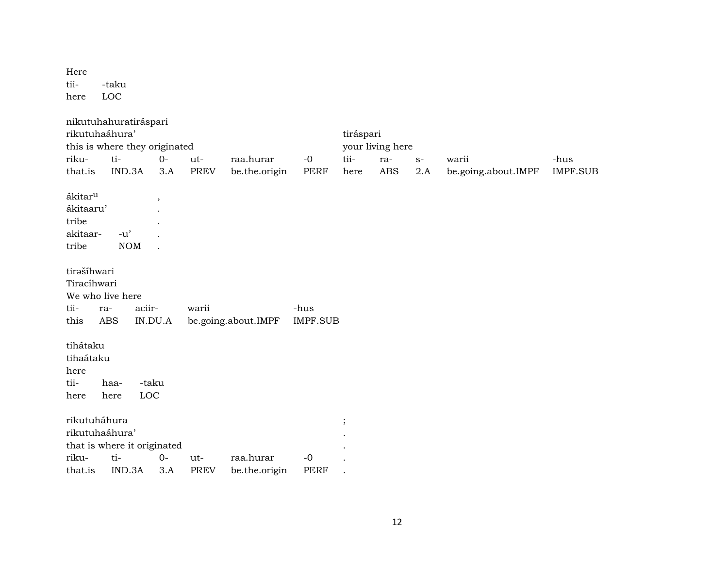Here

| tii- | -taku |
|---|---|
| here | LOC |

nikutuhahuratiráspari

rikutuhaáhura’ — tiráspari

this is where they originated — your living here

| riku- | ti- | 0- | ut- | raa.hurar | -0 | tii- | ra- | s- | warii | -hus |
|---|---|---|---|---|---|---|---|---|---|---|
| that.is | IND.3A | 3.A | PREV | be.the.origin | PERF | here | ABS | 2.A | be.going.about.IMPF | IMPF.SUB |

ákitar$^{u}$ ,

ákitaaru’ .

tribe .

| akitaar- | -u’ | . |
|---|---|---|
| tribe | NOM | . |

tirəšíhwari

Tiracíhwari

We who live here

| tii- | ra- | aciir- | warii | -hus |
|---|---|---|---|---|
| this | ABS | IN.DU.A | be.going.about.IMPF | IMPF.SUB |

tihátaku

tihaátaku

here

| tii- | haa- | -taku |
|---|---|---|
| here | here | LOC |

rikutuháhura ;

rikutuhaáhura’ .

that is where it originated .

| riku- | ti- | 0- | ut- | raa.hurar | -0 | . |
|---|---|---|---|---|---|---|
| that.is | IND.3A | 3.A | PREV | be.the.origin | PERF | . |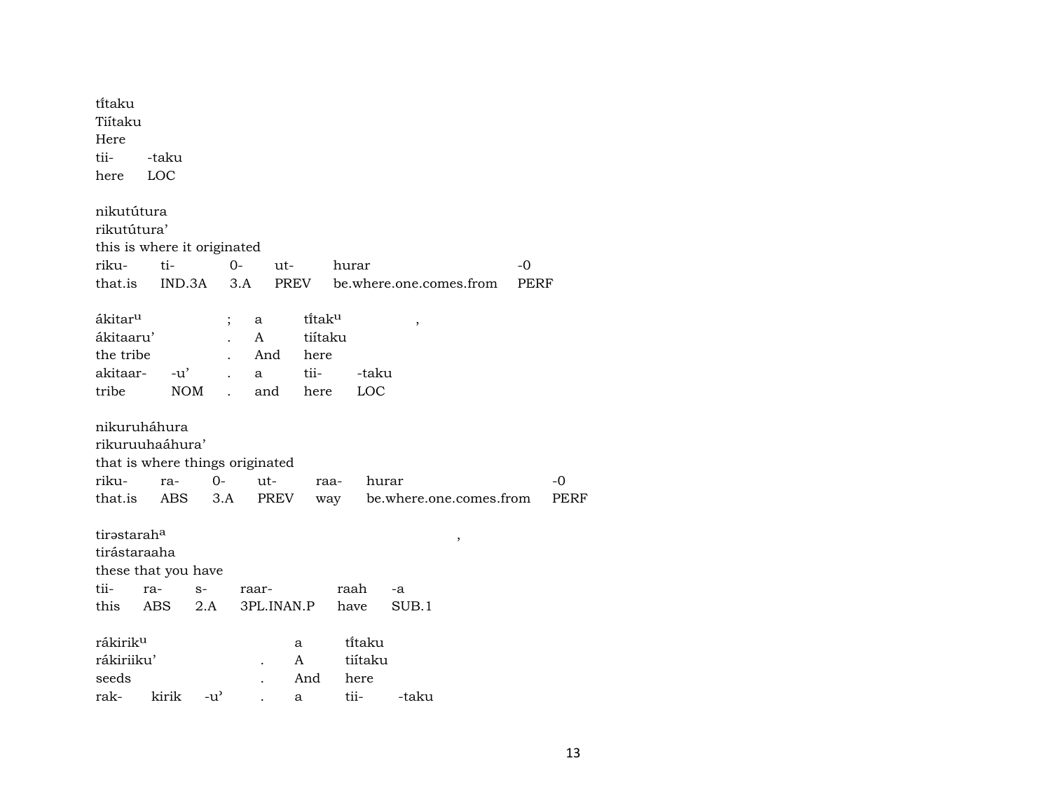tĩ́taku
Tiítaku
Here

| tii- | -taku |
|---|---|
| here | LOC |

nikutútura
rikutútura'
this is where it originated

| riku- | ti- | 0- | ut- | hurar | -0 |
|---|---|---|---|---|---|
| that.is | IND.3A | 3.A | PREV | be.where.one.comes.from | PERF |

ákitar$^{u}$ ; a tĩ́tak$^{u}$ ,
ákitaaru' . A tiítaku
the tribe . And here

| akitaar- | -u' | . | a | tii- | -taku |
|---|---|---|---|---|---|
| tribe | NOM | . | and | here | LOC |

nikuruháhura
rikuruuhaáhura'
that is where things originated

| riku- | ra- | 0- | ut- | raa- | hurar | -0 |
|---|---|---|---|---|---|---|
| that.is | ABS | 3.A | PREV | way | be.where.one.comes.from | PERF |

tirəstarah$^{a}$ ,
tirástaraaha
these that you have

| tii- | ra- | s- | raar- | raah | -a |
|---|---|---|---|---|---|
| this | ABS | 2.A | 3PL.INAN.P | have | SUB.1 |

rákirik$^{u}$ a tĩ́taku
rákiriiku' . A tiítaku
seeds . And here

| rak- | kirik | -u' | . | a | tii- | -taku |
|---|---|---|---|---|---|---|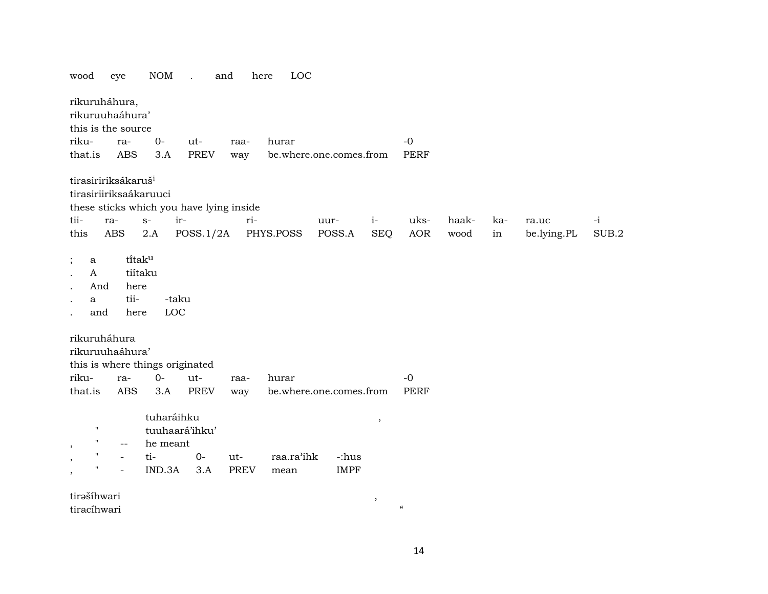wood eye NOM . and here LOC

rikuruháhura,
rikuruuhaáhura'
this is the source

| riku- | ra- | 0- | ut- | raa- | hurar | -0 |
|---|---|---|---|---|---|---|
| that.is | ABS | 3.A | PREV | way | be.where.one.comes.from | PERF |

tirasiririksákaruš[i]
tirasiriiriksaákaruuci
these sticks which you have lying inside

| tii- | ra- | s- | ir- | ri- | uur- | i- | uks- | haak- | ka- | ra.uc | -i |
|---|---|---|---|---|---|---|---|---|---|---|---|
| this | ABS | 2.A | POSS.1/2A | PHYS.POSS | POSS.A | SEQ | AOR | wood | in | be.lying.PL | SUB.2 |

| ; | a | tǐ́tak[u] |
|---|---|---|
| . | A | tiíṫaku |
| . | And | here |
| . | a | tii- -taku |
| . | and | here LOC |

rikuruháhura
rikuruuhaáhura'
this is where things originated

| riku- | ra- | 0- | ut- | raa- | hurar | -0 |
|---|---|---|---|---|---|---|
| that.is | ABS | 3.A | PREV | way | be.where.one.comes.from | PERF |

|  |  |  | tuharáihku |  |  |  |  | , |
|---|---|---|---|---|---|---|---|---|
|  | " |  | tuuhaará'ihku' |  |  |  |  |  |
| , | " | -- | he meant |  |  |  |  |  |
| , | " | - | ti- | 0- | ut- | raa.ra'ihk | -:hus |  |
| , | " | - | IND.3A | 3.A | PREV | mean | IMPF |  |

tirəšíhwari ,
tiracíhwari “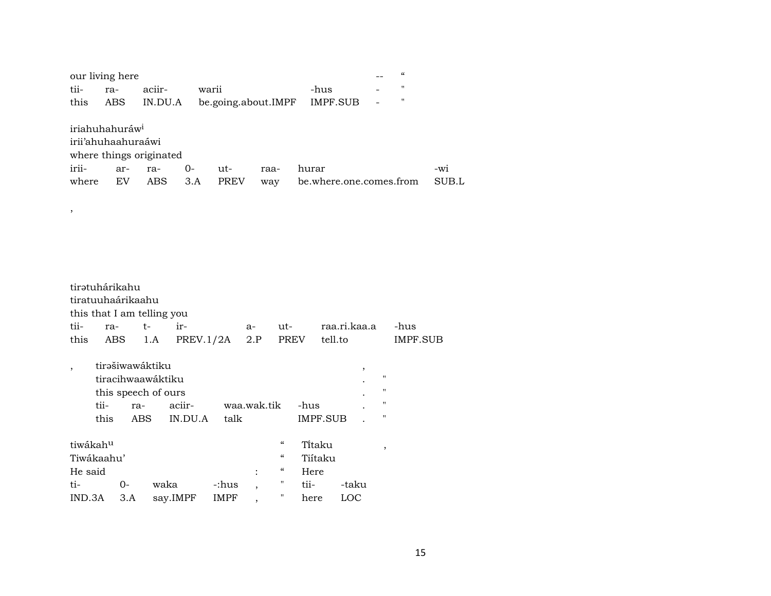our living here -- "

| tii- | ra- | aciir- | warii | -hus | - | " |
|---|---|---|---|---|---|---|
| this | ABS | IN.DU.A | be.going.about.IMPF | IMPF.SUB | - | " |

iriahuhahuráw[i]
irii'ahuhaahuraáwi
where things originated

| irii- | ar- | ra- | 0- | ut- | raa- | hurar | -wi |
|---|---|---|---|---|---|---|---|
| where | EV | ABS | 3.A | PREV | way | be.where.one.comes.from | SUB.L |

,

tirətuhárikahu
tiratuuhaárikaahu
this that I am telling you

| tii- | ra- | t- | ir- | a- | ut- | raa.ri.kaa.a | -hus |
|---|---|---|---|---|---|---|---|
| this | ABS | 1.A | PREV.1/2A | 2.P | PREV | tell.to | IMPF.SUB |

, tirəšiwawáktiku ,
tiracihwaawáktiku . "
this speech of ours . "

| tii- | ra- | aciir- | waa.wak.tik | -hus | . | " |
|---|---|---|---|---|---|---|
| this | ABS | IN.DU.A | talk | IMPF.SUB | . | " |

tiwákah[u] " Tí̃taku ,
Tiwákaahu' " Tiítaku
He said : " Here

| ti- | 0- | waka | -:hus | , | " | tii- | -taku |
|---|---|---|---|---|---|---|---|
| IND.3A | 3.A | say.IMPF | IMPF | , | " | here | LOC |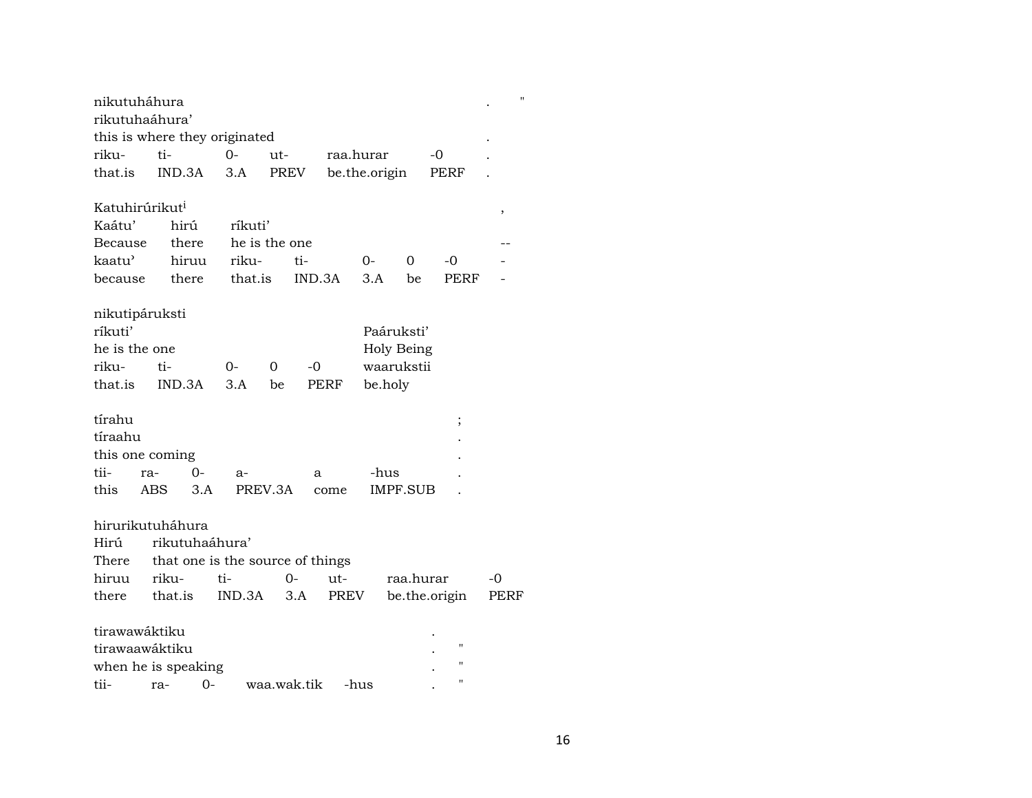nikutuháhura . "
rikutuhaáhura'
this is where they originated .

| riku- | ti- | 0- | ut- | raa.hurar | -0 | . |
|---|---|---|---|---|---|---|
| that.is | IND.3A | 3.A | PREV | be.the.origin | PERF | . |

Katuhirúrikut[i] ,

| Kaátu' | hirú | ríkuti' | | | | | |
|---|---|---|---|---|---|---|---|
| Because | there | he is the one | | | | | -- |
| kaatu' | hiruu | riku- | ti- | 0- | 0 | -0 | - |
| because | there | that.is | IND.3A | 3.A | be | PERF | - |

nikutipáruksti

| ríkuti' | | | | | Paáruksti' |
|---|---|---|---|---|---|
| he is the one | | | | | Holy Being |
| riku- | ti- | 0- | 0 | -0 | waarukstii |
| that.is | IND.3A | 3.A | be | PERF | be.holy |

tírahu ;
tíraahu .
this one coming .

| tii- | ra- | 0- | a- | a | -hus | . |
|---|---|---|---|---|---|---|
| this | ABS | 3.A | PREV.3A | come | IMPF.SUB | . |

hirurikutuháhura

| Hirú | rikutuhaáhura' | | | | | |
|---|---|---|---|---|---|---|
| There | that one is the source of things | | | | | |
| hiruu | riku- | ti- | 0- | ut- | raa.hurar | -0 |
| there | that.is | IND.3A | 3.A | PREV | be.the.origin | PERF |

tirawawáktiku .
tirawaawáktiku . "
when he is speaking . "

| tii- | ra- | 0- | waa.wak.tik | -hus | . | " |
|---|---|---|---|---|---|---|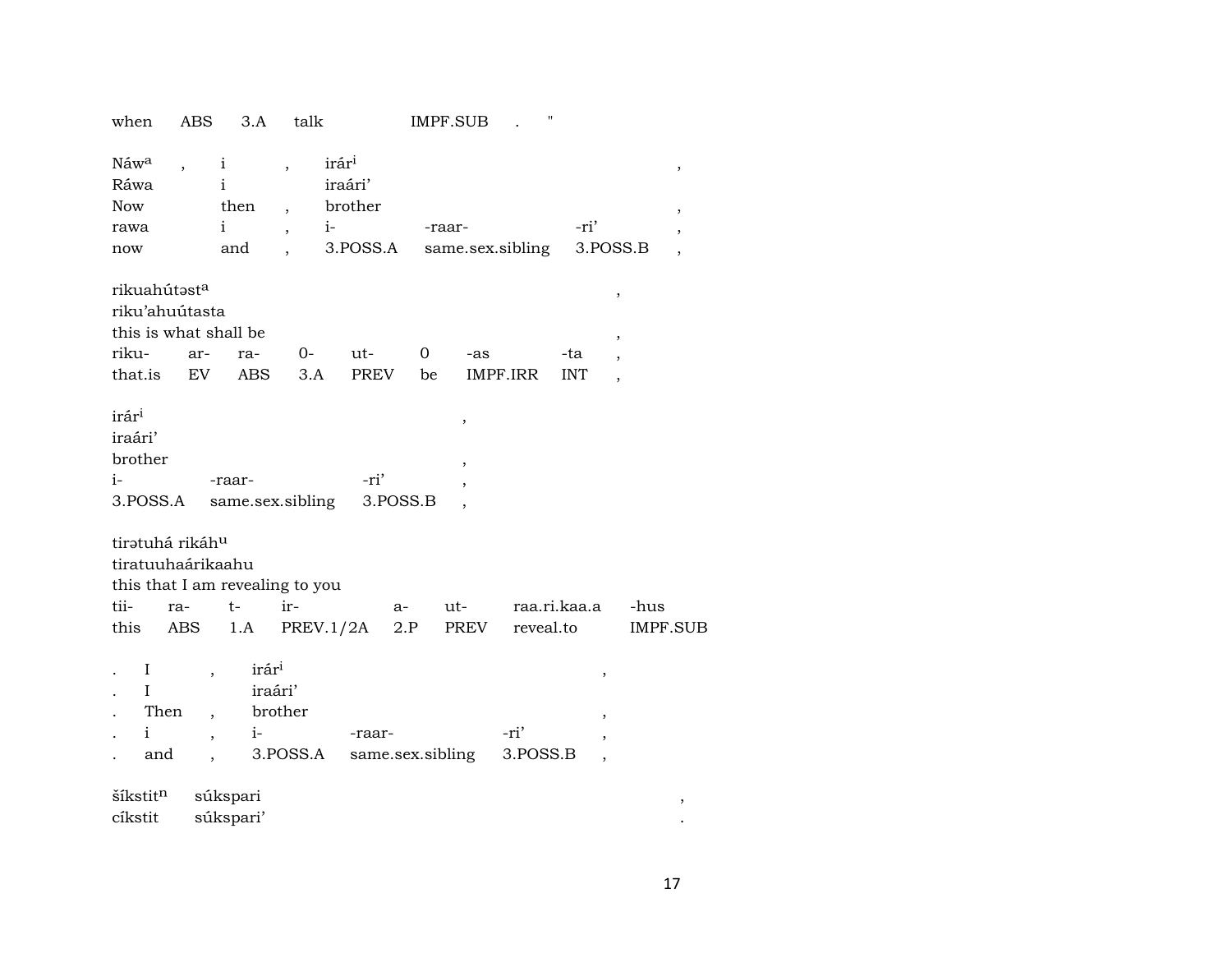when ABS 3.A talk IMPF.SUB . "

| Náw^a | , | i | , | irár^i | | | , |
|---|---|---|---|---|---|---|---|
| Ráwa | | i | | iraári’ | | | |
| Now | | then | , | brother | | | , |
| rawa | | i | , | i- | -raar- | -ri’ | , |
| now | | and | , | 3.POSS.A | same.sex.sibling | 3.POSS.B | , |

| rikuahútəst^a | | | | | | | , |
|---|---|---|---|---|---|---|---|
| riku’ahuútasta | | | | | | | |
| this is what shall be | | | | | | | , |
| riku- | ar- | ra- | 0- | ut- | 0 | -as | -ta | , |
| that.is | EV | ABS | 3.A | PREV | be | IMPF.IRR | INT | , |

| irár^i | | | , |
|---|---|---|---|
| iraári’ | | | |
| brother | | | , |
| i- | -raar- | -ri’ | , |
| 3.POSS.A | same.sex.sibling | 3.POSS.B | , |

| tirətuhá rikáh^u | | | | | | | |
|---|---|---|---|---|---|---|---|
| tiratuuhaárikaahu | | | | | | | |
| this that I am revealing to you | | | | | | | |
| tii- | ra- | t- | ir- | a- | ut- | raa.ri.kaa.a | -hus |
| this | ABS | 1.A | PREV.1/2A | 2.P | PREV | reveal.to | IMPF.SUB |

| . | I | , | irár^i | | | , |
|---|---|---|---|---|---|---|
| . | I | | iraári’ | | | |
| . | Then | , | brother | | | , |
| . | i | , | i- | -raar- | -ri’ | , |
| . | and | , | 3.POSS.A | same.sex.sibling | 3.POSS.B | , |

| šíkstit^n | súkspari | , |
|---|---|---|
| cíkstit | súkspari’ | . |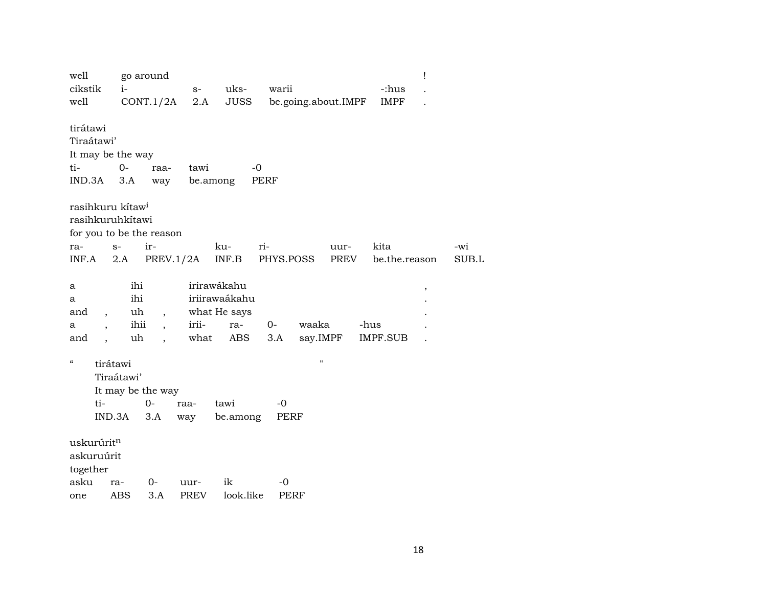| well | go around | | | | | ! |
|---|---|---|---|---|---|---|
| cikstik | i- | s- | uks- | warii | -:hus | . |
| well | CONT.1/2A | 2.A | JUSS | be.going.about.IMPF | IMPF | . |

tirátawi
Tiraátawi'
It may be the way

| ti- | 0- | raa- | tawi | -0 |
|---|---|---|---|---|
| IND.3A | 3.A | way | be.among | PERF |

rasihkuru kítaw[i]
rasihkuruhkítawi
for you to be the reason

| ra- | s- | ir- | ku- | ri- | uur- | kita | -wi |
|---|---|---|---|---|---|---|---|
| INF.A | 2.A | PREV.1/2A | INF.B | PHYS.POSS | PREV | be.the.reason | SUB.L |

| a | | ihi | | irirawákahu | | | | , |
|---|---|---|---|---|---|---|---|---|
| a | | ihi | | iriirawaákahu | | | | . |
| and | , | uh | , | what He says | | | | . |
| a | , | ihii | , | irii- | ra- | 0- | waaka | -hus | . |
| and | , | uh | , | what | ABS | 3.A | say.IMPF | IMPF.SUB | . |

" tirátawi "
Tiraátawi'
It may be the way

| ti- | 0- | raa- | tawi | -0 |
|---|---|---|---|---|
| IND.3A | 3.A | way | be.among | PERF |

uskurúrit[n]
askuruúrit
together

| asku | ra- | 0- | uur- | ik | -0 |
|---|---|---|---|---|---|
| one | ABS | 3.A | PREV | look.like | PERF |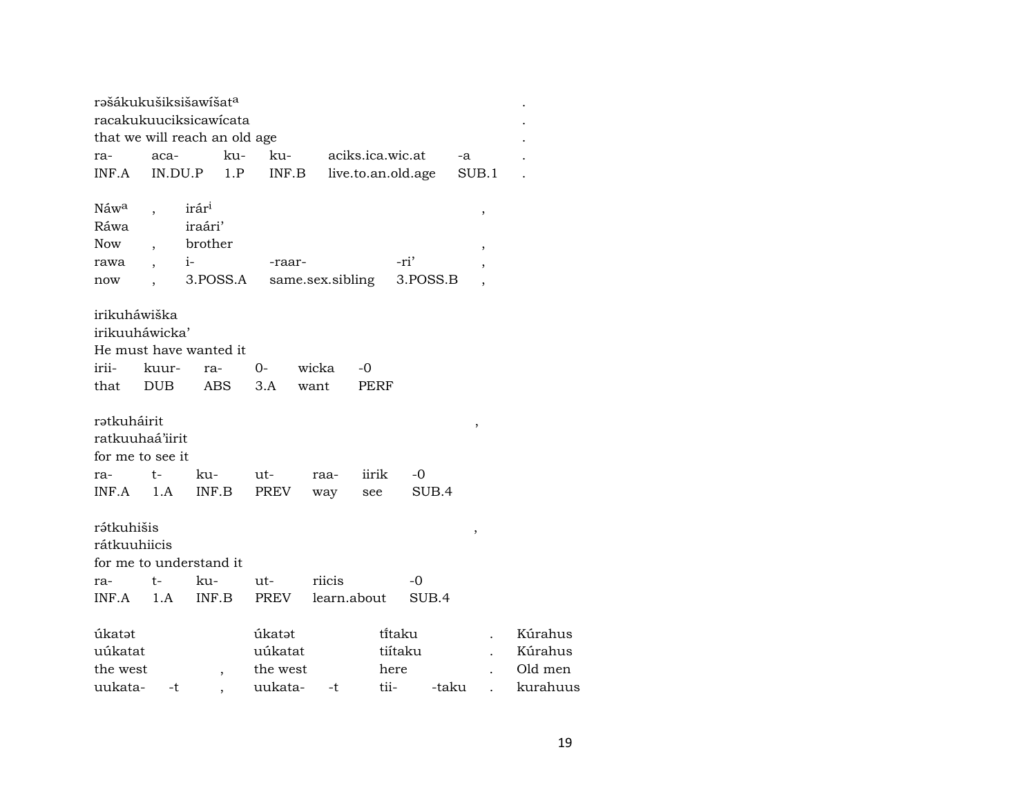| rəšákukušiksišawíšat[a] | | | | | | . |
|---|---|---|---|---|---|---|
| racakukuuciksicawícata | | | | | | . |
| that we will reach an old age | | | | | | . |
| ra- | aca- | ku- | ku- | aciks.ica.wic.at | -a | . |
| INF.A | IN.DU.P | 1.P | INF.B | live.to.an.old.age | SUB.1 | . |

| Náw[a] | , | irár[i] | | | , |
|---|---|---|---|---|---|
| Ráwa | | iraári' | | | |
| Now | , | brother | | | , |
| rawa | , | i- | -raar- | -ri' | , |
| now | , | 3.POSS.A | same.sex.sibling | 3.POSS.B | , |

| irikuháwiška | | | | | |
|---|---|---|---|---|---|
| irikuuháwicka' | | | | | |
| He must have wanted it | | | | | |
| irii- | kuur- | ra- | 0- | wicka | -0 |
| that | DUB | ABS | 3.A | want | PERF |

| rətkuháirit | | | | | | | , |
|---|---|---|---|---|---|---|---|
| ratkuuhaá'iirit | | | | | | | |
| for me to see it | | | | | | | |
| ra- | t- | ku- | ut- | raa- | iirik | -0 | |
| INF.A | 1.A | INF.B | PREV | way | see | SUB.4 | |

| rə́tkuhišis | | | | | | , |
|---|---|---|---|---|---|---|
| rátkuuhiicis | | | | | | |
| for me to understand it | | | | | | |
| ra- | t- | ku- | ut- | riicis | -0 | |
| INF.A | 1.A | INF.B | PREV | learn.about | SUB.4 | |

| úkatət | | | úkatət | | tī́taku | | . | Kúrahus |
|---|---|---|---|---|---|---|---|---|
| uúkatat | | | uúkatat | | tiítaku | | . | Kúrahus |
| the west | | , | the west | | here | | . | Old men |
| uukata- | -t | , | uukata- | -t | tii- | -taku | . | kurahuus |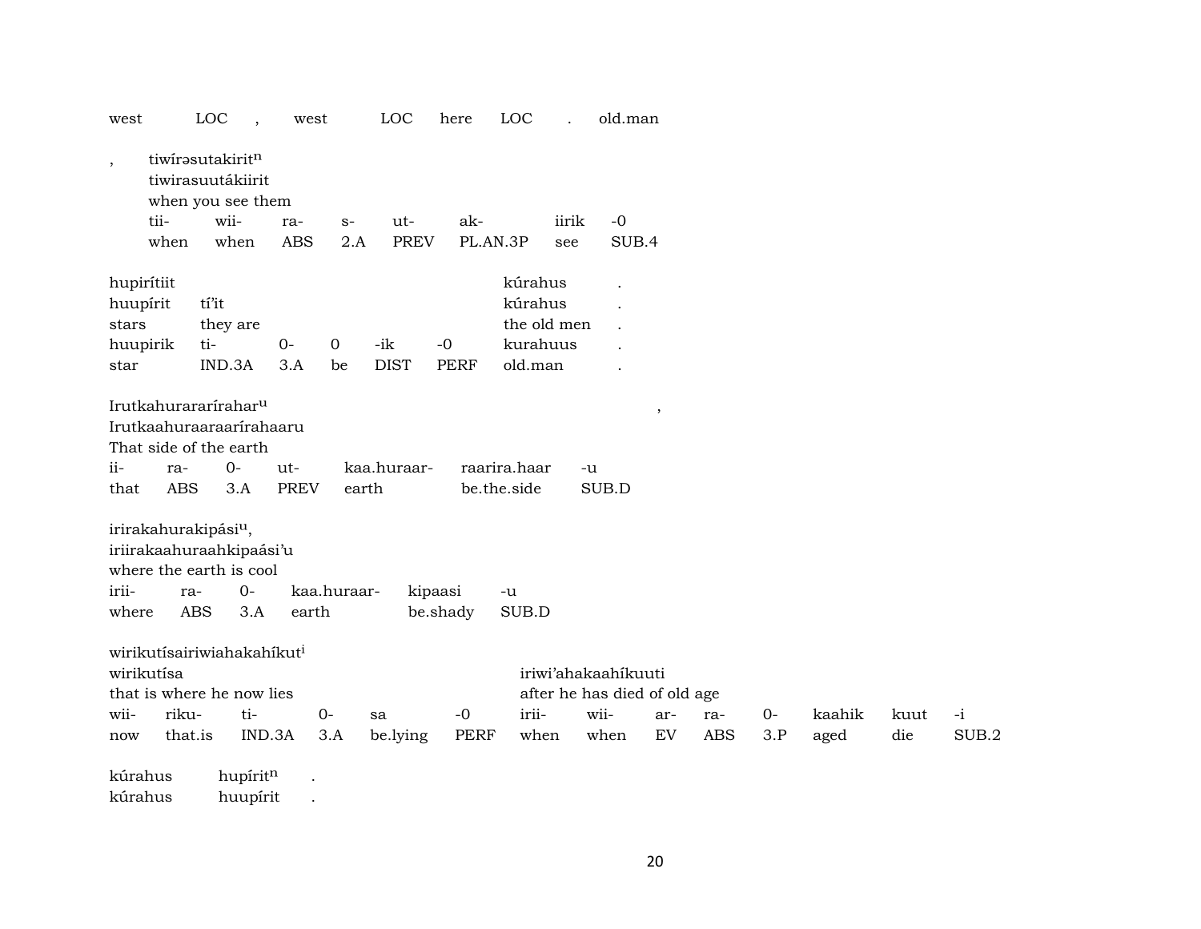west LOC , west LOC here LOC . old.man

, tiwírəsutakirit$^{n}$
tiwirasuutákiirit
when you see them

| tii- | wii- | ra- | s- | ut- | ak- | iirik | -0 |
|---|---|---|---|---|---|---|---|
| when | when | ABS | 2.A | PREV | PL.AN.3P | see | SUB.4 |

| hupirítiit | | | | | | kúrahus | . |
|---|---|---|---|---|---|---|---|
| huupírit | tí'it | | | | | kúrahus | . |
| stars | they are | | | | | the old men | . |
| huupirik | ti- | 0- | 0 | -ik | -0 | kurahuus | . |
| star | IND.3A | 3.A | be | DIST | PERF | old.man | . |

Irutkahurararírahar$^{u}$ ,
Irutkaahuraaraarírahaaru
That side of the earth

| ii- | ra- | 0- | ut- | kaa.huraar- | raarira.haar | -u |
|---|---|---|---|---|---|---|
| that | ABS | 3.A | PREV | earth | be.the.side | SUB.D |

irirakahurakipási$^{u}$,
iriirakaahuraahkipaási'u
where the earth is cool

| irii- | ra- | 0- | kaa.huraar- | kipaasi | -u |
|---|---|---|---|---|---|
| where | ABS | 3.A | earth | be.shady | SUB.D |

wirikutísairiwiahakahíkut$^{i}$

| wirikutísa | | | | | | iriwi'ahakaahíkuuti | | | | | | | |
|---|---|---|---|---|---|---|---|---|---|---|---|---|---|
| that is where he now lies | | | | | | after he has died of old age | | | | | | | |
| wii- | riku- | ti- | 0- | sa | -0 | irii- | wii- | ar- | ra- | 0- | kaahik | kuut | -i |
| now | that.is | IND.3A | 3.A | be.lying | PERF | when | when | EV | ABS | 3.P | aged | die | SUB.2 |

kúrahus hupírit$^{n}$ .
kúrahus huupírit .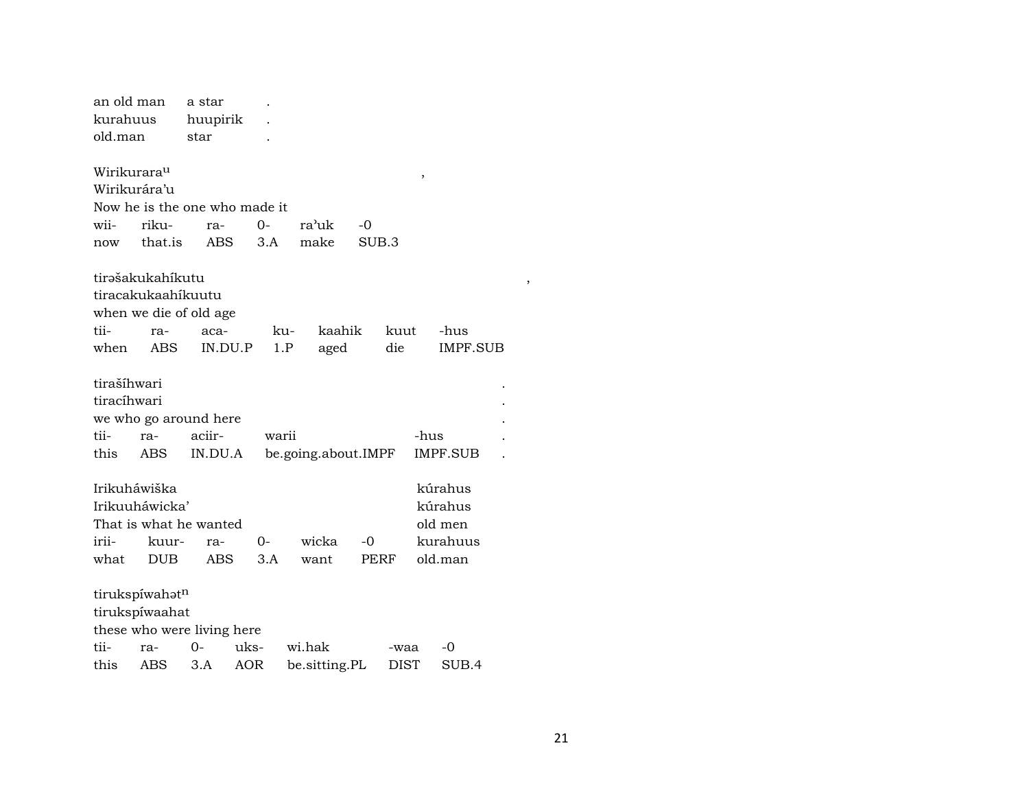an old man a star .
kurahuus huupirik .
old.man star .

Wirikurara^u ,
Wirikurára'u
Now he is the one who made it

| wii- | riku- | ra- | 0- | ra'uk | -0 |
|---|---|---|---|---|---|
| now | that.is | ABS | 3.A | make | SUB.3 |

tirəšakukahíkutu ,
tiracakukaahíkuutu
when we die of old age

| tii- | ra- | aca- | ku- | kaahik | kuut | -hus |
|---|---|---|---|---|---|---|
| when | ABS | IN.DU.P | 1.P | aged | die | IMPF.SUB |

tirašíhwari .
tiracíhwari .
we who go around here .

| tii- | ra- | aciir- | warii | -hus | . |
|---|---|---|---|---|---|
| this | ABS | IN.DU.A | be.going.about.IMPF | IMPF.SUB | . |

Irikuháwiška kúrahus
Irikuuháwicka' kúrahus
That is what he wanted old men

| irii- | kuur- | ra- | 0- | wicka | -0 | kurahuus |
|---|---|---|---|---|---|---|
| what | DUB | ABS | 3.A | want | PERF | old.man |

tirukspíwahət^n
tirukspíwaahat
these who were living here

| tii- | ra- | 0- | uks- | wi.hak | -waa | -0 |
|---|---|---|---|---|---|---|
| this | ABS | 3.A | AOR | be.sitting.PL | DIST | SUB.4 |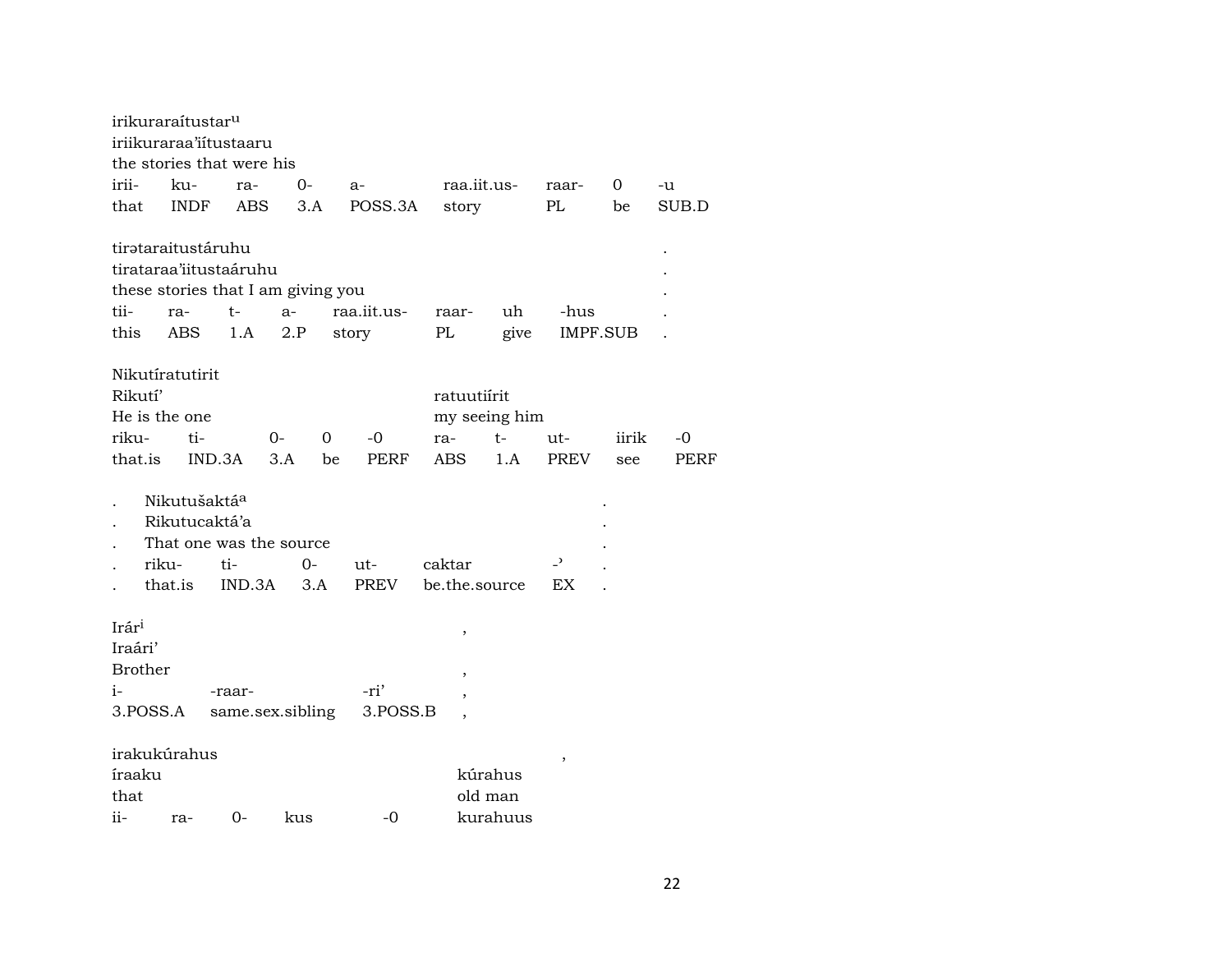irikuraraítustar[u]
iriikuraraa'iítustaaru
the stories that were his

| irii- | ku- | ra- | 0- | a- | raa.iit.us- | raar- | 0 | -u |
|---|---|---|---|---|---|---|---|---|
| that | INDF | ABS | 3.A | POSS.3A | story | PL | be | SUB.D |

tirətaraitustáruhu .
tirataraa'iitustaáruhu .
these stories that I am giving you .

| tii- | ra- | t- | a- | raa.iit.us- | raar- | uh | -hus | . |
|---|---|---|---|---|---|---|---|---|
| this | ABS | 1.A | 2.P | story | PL | give | IMPF.SUB | . |

Nikutíratutirit
Rikutí' ratuutiírit
He is the one my seeing him

| riku- | ti- | 0- | 0 | -0 | ra- | t- | ut- | iirik | -0 |
|---|---|---|---|---|---|---|---|---|---|
| that.is | IND.3A | 3.A | be | PERF | ABS | 1.A | PREV | see | PERF |

. Nikutušaktá[a] .
. Rikutucaktá'a .
. That one was the source .

| . | riku- | ti- | 0- | ut- | caktar | -' | . |
|---|---|---|---|---|---|---|---|
| . | that.is | IND.3A | 3.A | PREV | be.the.source | EX | . |

Irár[i] ,
Iraári'
Brother ,

| i- | -raar- | -ri' | , |
|---|---|---|---|
| 3.POSS.A | same.sex.sibling | 3.POSS.B | , |

irakukúrahus ,
íraaku kúrahus
that old man

| ii- | ra- | 0- | kus | -0 | kurahuus |
|---|---|---|---|---|---|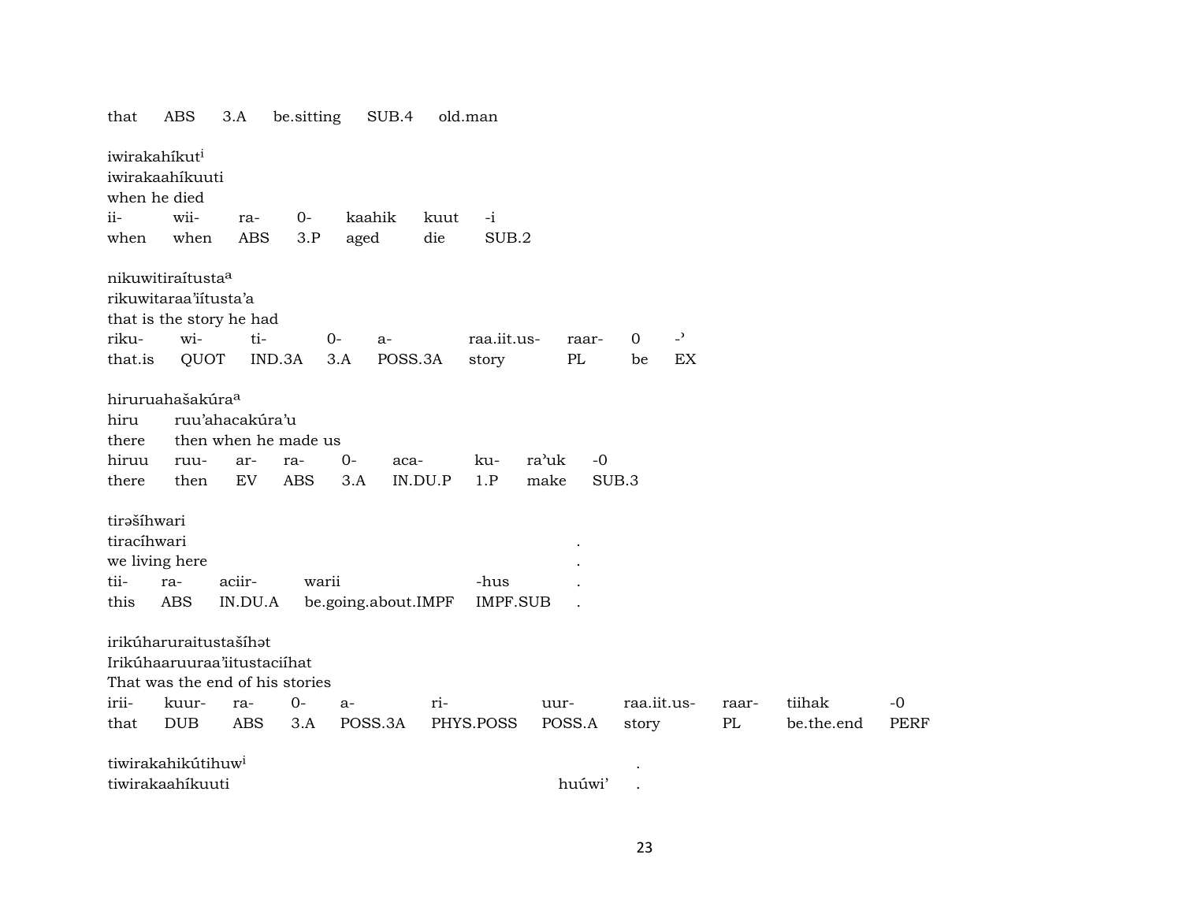that ABS 3.A be.sitting SUB.4 old.man

iwirakahíkut[i]
iwirakaahíkuuti
when he died

| ii- | wii- | ra- | 0- | kaahik | kuut | -i |
|---|---|---|---|---|---|---|
| when | when | ABS | 3.P | aged | die | SUB.2 |

nikuwitiraítusta[a]
rikuwitaraa'iítusta'a
that is the story he had

| riku- | wi- | ti- | 0- | a- | raa.iit.us- | raar- | 0 | -' |
|---|---|---|---|---|---|---|---|---|
| that.is | QUOT | IND.3A | 3.A | POSS.3A | story | PL | be | EX |

hiruruahašakúra[a]
hiru ruu'ahacakúra'u
there then when he made us

| hiruu | ruu- | ar- | ra- | 0- | aca- | ku- | ra'uk | -0 |
|---|---|---|---|---|---|---|---|---|
| there | then | EV | ABS | 3.A | IN.DU.P | 1.P | make | SUB.3 |

tirəšíhwari
tiracíhwari .
we living here .

| tii- | ra- | aciir- | warii | -hus | . |
|---|---|---|---|---|---|
| this | ABS | IN.DU.A | be.going.about.IMPF | IMPF.SUB | . |

irikúharuraitustašíhət
Irikúhaaruuraa'iitustaciíhat
That was the end of his stories

| irii- | kuur- | ra- | 0- | a- | ri- | uur- | raa.iit.us- | raar- | tiihak | -0 |
|---|---|---|---|---|---|---|---|---|---|---|
| that | DUB | ABS | 3.A | POSS.3A | PHYS.POSS | POSS.A | story | PL | be.the.end | PERF |

tiwirakahikútihuw[i] .
tiwirakaahíkuuti huúwi' .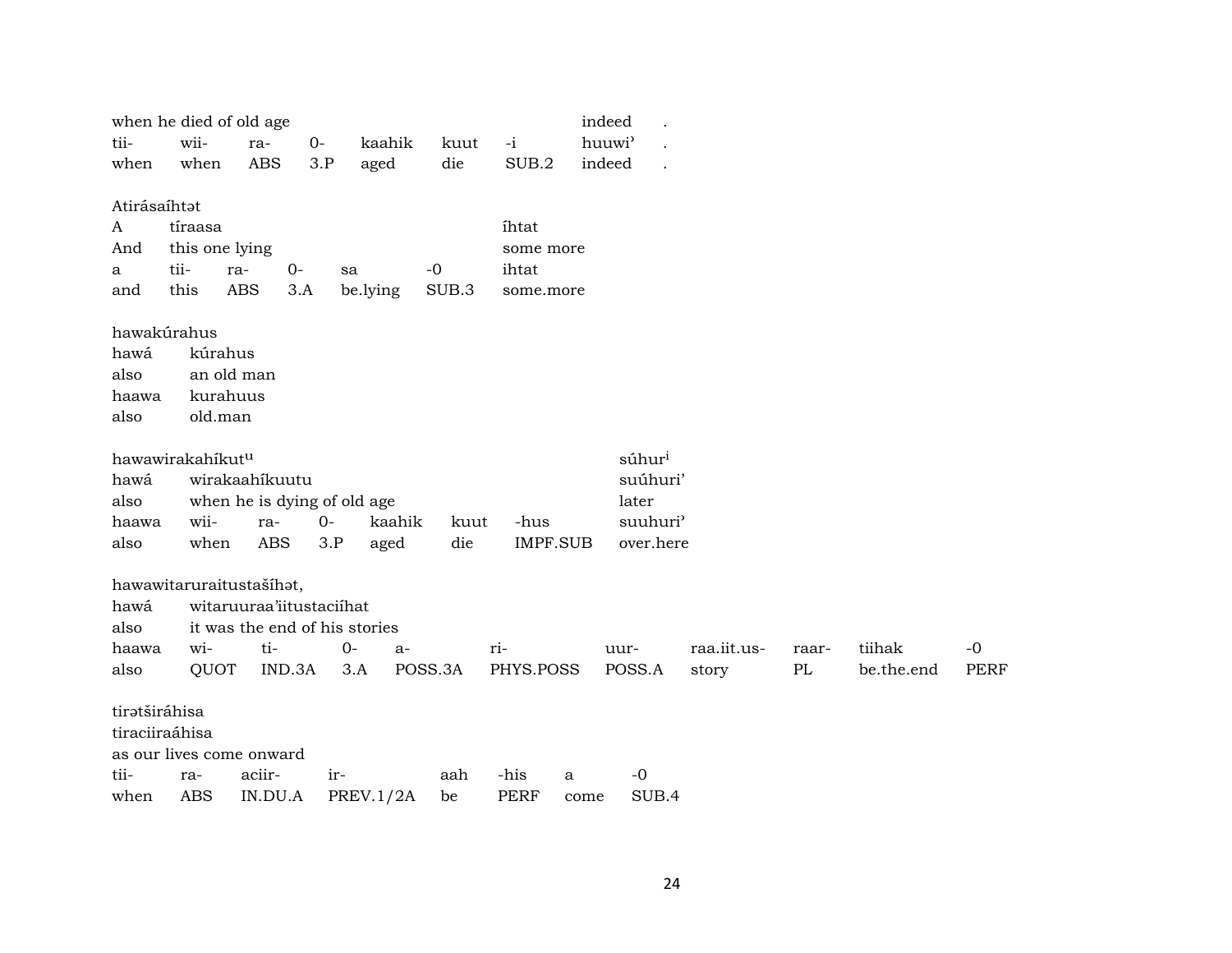| when he died of old age | | | | | | | indeed | . |
|---|---|---|---|---|---|---|---|---|
| tii- | wii- | ra- | 0- | kaahik | kuut | -i | huuwi’ | . |
| when | when | ABS | 3.P | aged | die | SUB.2 | indeed | . |

Atirásaíhtət

| A | tíraasa | | | | | íhtat |
|---|---|---|---|---|---|---|
| And | this one lying | | | | | some more |
| a | tii- | ra- | 0- | sa | -0 | ihtat |
| and | this | ABS | 3.A | be.lying | SUB.3 | some.more |

hawakúrahus

| hawá | kúrahus |
|---|---|
| also | an old man |
| haawa | kurahuus |
| also | old.man |

hawawirakahíkut[u] súhur[i]

| hawá | wirakaahíkuutu | | | | | | suúhuri’ |
|---|---|---|---|---|---|---|---|
| also | when he is dying of old age | | | | | | later |
| haawa | wii- | ra- | 0- | kaahik | kuut | -hus | suuhuri’ |
| also | when | ABS | 3.P | aged | die | IMPF.SUB | over.here |

hawawitaruraitustašíhət,

| hawá | witaruuraa’iitustaciíhat | | | | | | | | |
|---|---|---|---|---|---|---|---|---|---|
| also | it was the end of his stories | | | | | | | | |
| haawa | wi- | ti- | 0- | a- | ri- | uur- | raa.iit.us- | raar- | tiihak | -0 |
| also | QUOT | IND.3A | 3.A | POSS.3A | PHYS.POSS | POSS.A | story | PL | be.the.end | PERF |

tirətširáhisa

tiraciiraáhisa

as our lives come onward

| tii- | ra- | aciir- | ir- | aah | -his | a | -0 |
|---|---|---|---|---|---|---|---|
| when | ABS | IN.DU.A | PREV.1/2A | be | PERF | come | SUB.4 |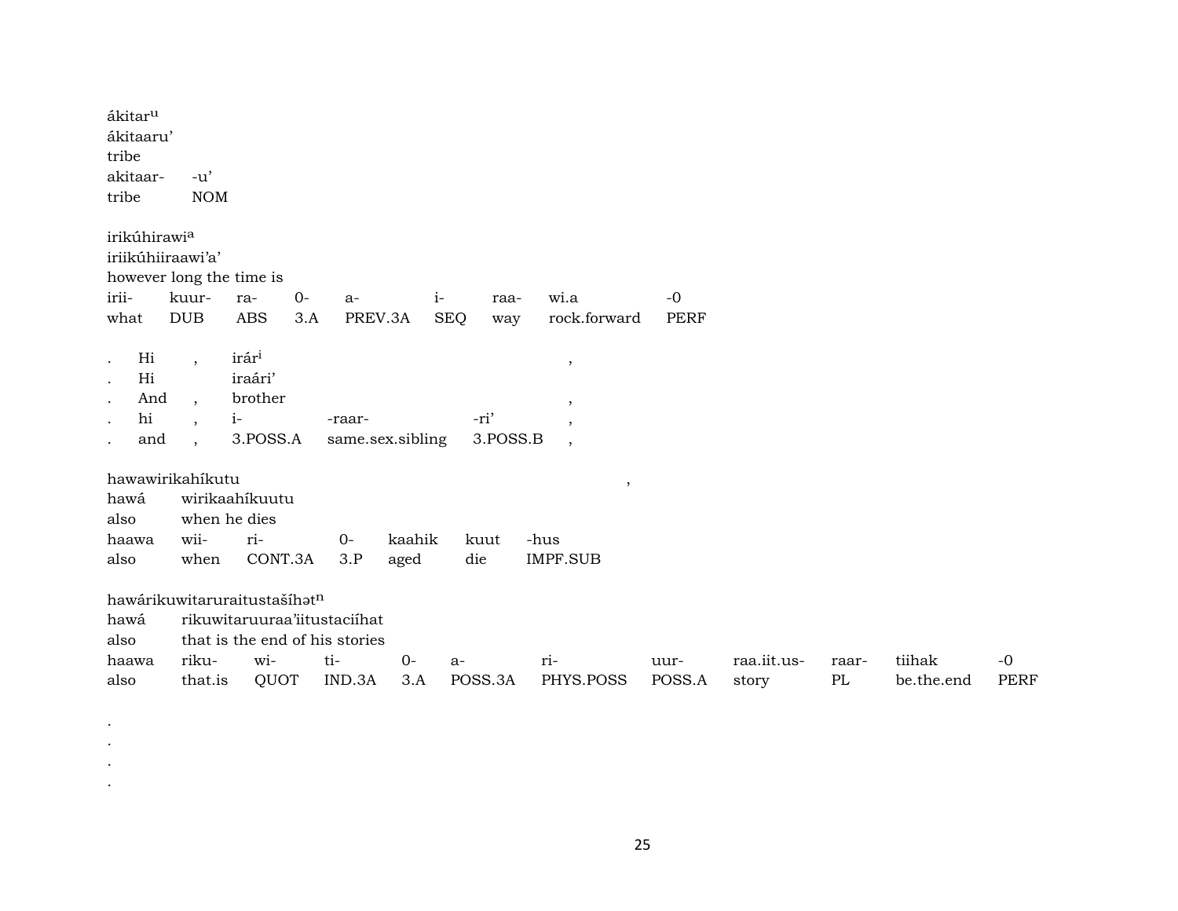ákitar[u]
ákitaaru’
tribe

| akitaar- | -u’ |
|---|---|
| tribe | NOM |

irikúhirawi[a]
iriikúhiiraawi’a’
however long the time is

| irii- | kuur- | ra- | 0- | a- | i- | raa- | wi.a | -0 |
|---|---|---|---|---|---|---|---|---|
| what | DUB | ABS | 3.A | PREV.3A | SEQ | way | rock.forward | PERF |

| . | Hi | , | irár[i] | | | , |
|---|---|---|---|---|---|---|
| . | Hi | | iraári’ | | | |
| . | And | , | brother | | | , |
| . | hi | , | i- | -raar- | -ri’ | , |
| . | and | , | 3.POSS.A | same.sex.sibling | 3.POSS.B | , |

hawawirikahíkutu ,
hawá wirikaahíkuutu
also when he dies

| haawa | wii- | ri- | 0- | kaahik | kuut | -hus |
|---|---|---|---|---|---|---|
| also | when | CONT.3A | 3.P | aged | die | IMPF.SUB |

hawárikuwitaruraitustašíhət[n]
hawá rikuwitaruuraa’iitustaciíhat
also that is the end of his stories

| haawa | riku- | wi- | ti- | 0- | a- | ri- | uur- | raa.iit.us- | raar- | tiihak | -0 |
|---|---|---|---|---|---|---|---|---|---|---|---|
| also | that.is | QUOT | IND.3A | 3.A | POSS.3A | PHYS.POSS | POSS.A | story | PL | be.the.end | PERF |

.
.
.
.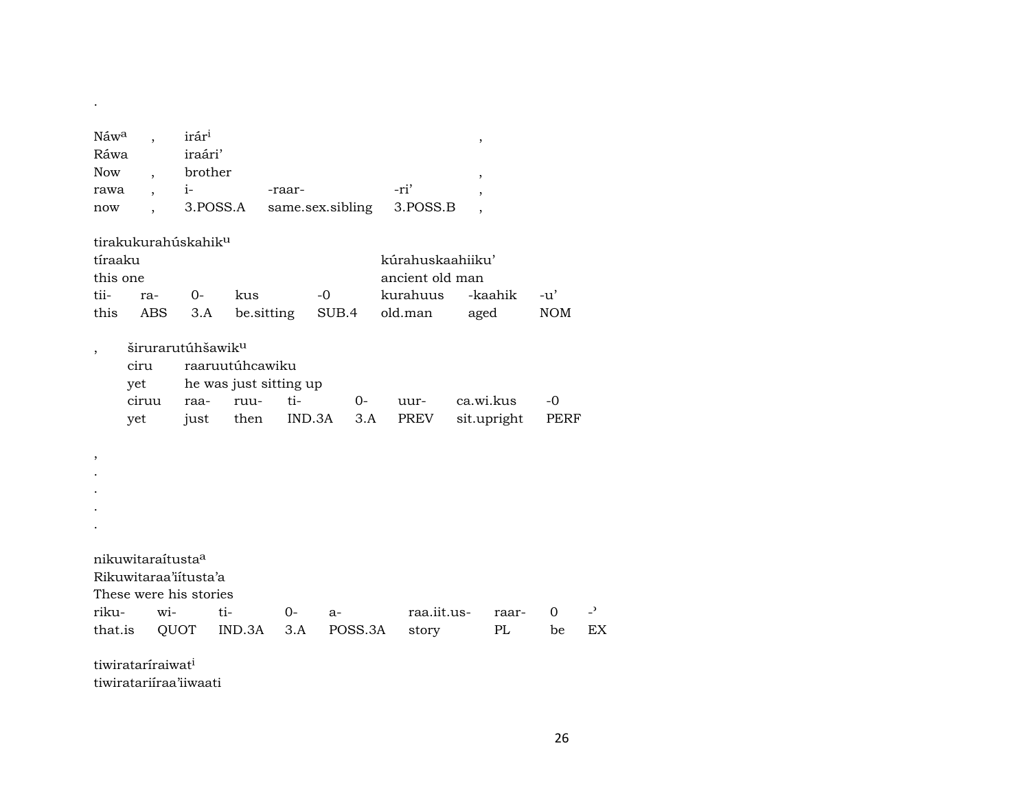.

| Náwᵃ | , | irárⁱ | | | , |
|---|---|---|---|---|---|
| Ráwa | | iraári’ | | | |
| Now | , | brother | | | , |
| rawa | , | i- | -raar- | -ri’ | , |
| now | , | 3.POSS.A | same.sex.sibling | 3.POSS.B | , |

| tirakukurahúskahikᵘ | | | | | | | |
|---|---|---|---|---|---|---|---|
| tíraaku | | | | | kúrahuskaahiiku’ | | |
| this one | | | | | ancient old man | | |
| tii- | ra- | 0- | kus | -0 | kurahuus | -kaahik | -u’ |
| this | ABS | 3.A | be.sitting | SUB.4 | old.man | aged | NOM |

| , | širurarutúhšawikᵘ | | | | | | | |
|---|---|---|---|---|---|---|---|---|
| | ciru | raaruutúhcawiku | | | | | | |
| | yet | he was just sitting up | | | | | | |
| | ciruu | raa- | ruu- | ti- | 0- | uur- | ca.wi.kus | -0 |
| | yet | just | then | IND.3A | 3.A | PREV | sit.upright | PERF |

,
.
.
.
.

| nikuwitaraítustaᵃ | | | | | | | | |
|---|---|---|---|---|---|---|---|---|
| Rikuwitaraa’iítusta’a | | | | | | | | |
| These were his stories | | | | | | | | |
| riku- | wi- | ti- | 0- | a- | raa.iit.us- | raar- | 0 | -’ |
| that.is | QUOT | IND.3A | 3.A | POSS.3A | story | PL | be | EX |

tiwiratarírraiwatⁱ
tiwiratariíraa’iiwaati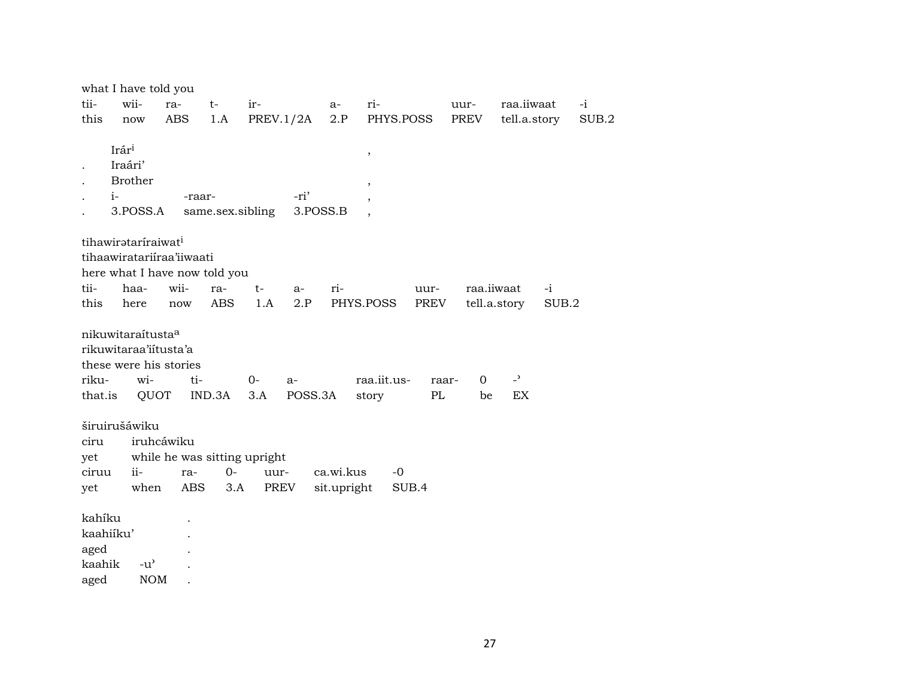what I have told you

| tii- | wii- | ra- | t- | ir- | a- | ri- | uur- | raa.iiwaat | -i |
|---|---|---|---|---|---|---|---|---|---|
| this | now | ABS | 1.A | PREV.1/2A | 2.P | PHYS.POSS | PREV | tell.a.story | SUB.2 |

|   | Irár[i] | | | , |
|---|---|---|---|---|
| . | Iraári' | | | |
| . | Brother | | | , |
| . | i- | -raar- | -ri' | , |
| . | 3.POSS.A | same.sex.sibling | 3.POSS.B | , |

tihawirətaríraiwat[i]
tihaawiratariíraa'iiwaati
here what I have now told you

| tii- | haa- | wii- | ra- | t- | a- | ri- | uur- | raa.iiwaat | -i |
|---|---|---|---|---|---|---|---|---|---|
| this | here | now | ABS | 1.A | 2.P | PHYS.POSS | PREV | tell.a.story | SUB.2 |

nikuwitaraítusta[a]
rikuwitaraa'iítusta'a
these were his stories

| riku- | wi- | ti- | 0- | a- | raa.iit.us- | raar- | 0 | -' |
|---|---|---|---|---|---|---|---|---|
| that.is | QUOT | IND.3A | 3.A | POSS.3A | story | PL | be | EX |

širuirušáwiku
ciru iruhcáwiku
yet while he was sitting upright

| ciruu | ii- | ra- | 0- | uur- | ca.wi.kus | -0 |
|---|---|---|---|---|---|---|
| yet | when | ABS | 3.A | PREV | sit.upright | SUB.4 |

| kahíku | | . |
|---|---|---|
| kaahiíku' | | . |
| aged | | . |
| kaahik | -u' | . |
| aged | NOM | . |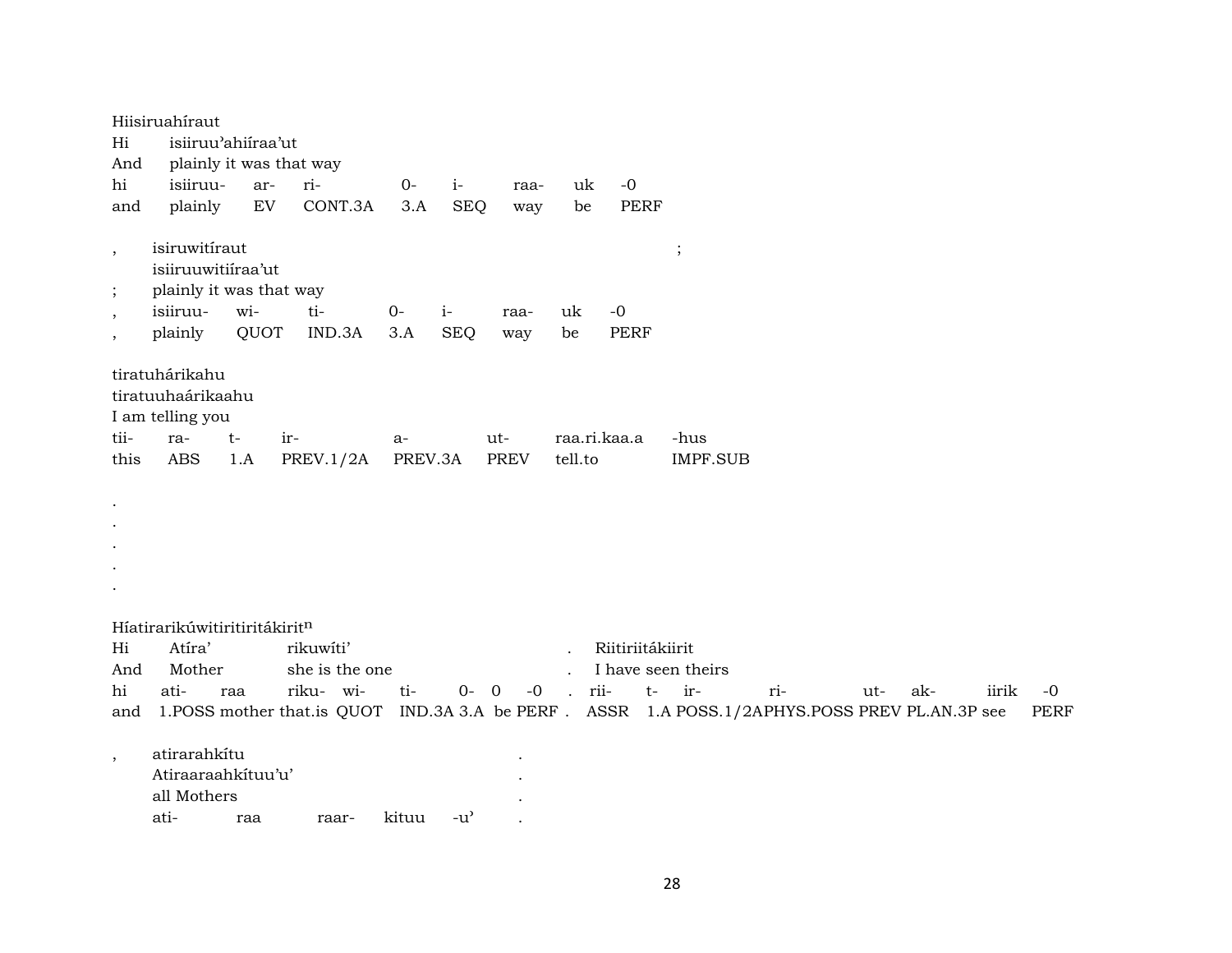Hiisiruahíraut
Hi isiiruu'ahiíraa'ut
And plainly it was that way
hi isiiruu- ar- ri- 0- i- raa- uk -0
and plainly EV CONT.3A 3.A SEQ way be PERF

, isiruwitíraut ;
isiiruuwitiíraa'ut
; plainly it was that way
, isiiruu- wi- ti- 0- i- raa- uk -0
, plainly QUOT IND.3A 3.A SEQ way be PERF

tiratuhárikahu
tiratuuhaárikaahu
I am telling you
tii- ra- t- ir- a- ut- raa.ri.kaa.a -hus
this ABS 1.A PREV.1/2A PREV.3A PREV tell.to IMPF.SUB

.
.
.
.
.

Híatirarikúwitiritiritákirit[n]
Hi Atíra' rikuwíti' . Riitiriitákiirit
And Mother she is the one . I have seen theirs
hi ati- raa riku- wi- ti- 0- 0 -0 . rii- t- ir- ri- ut- ak- iirik -0
and 1.POSS mother that.is QUOT IND.3A 3.A be PERF . ASSR 1.A POSS.1/2APHYS.POSS PREV PL.AN.3P see PERF

, atirarahkítu .
Atiraaraahkítuu'u' .
all Mothers .
ati- raa raar- kituu -u' .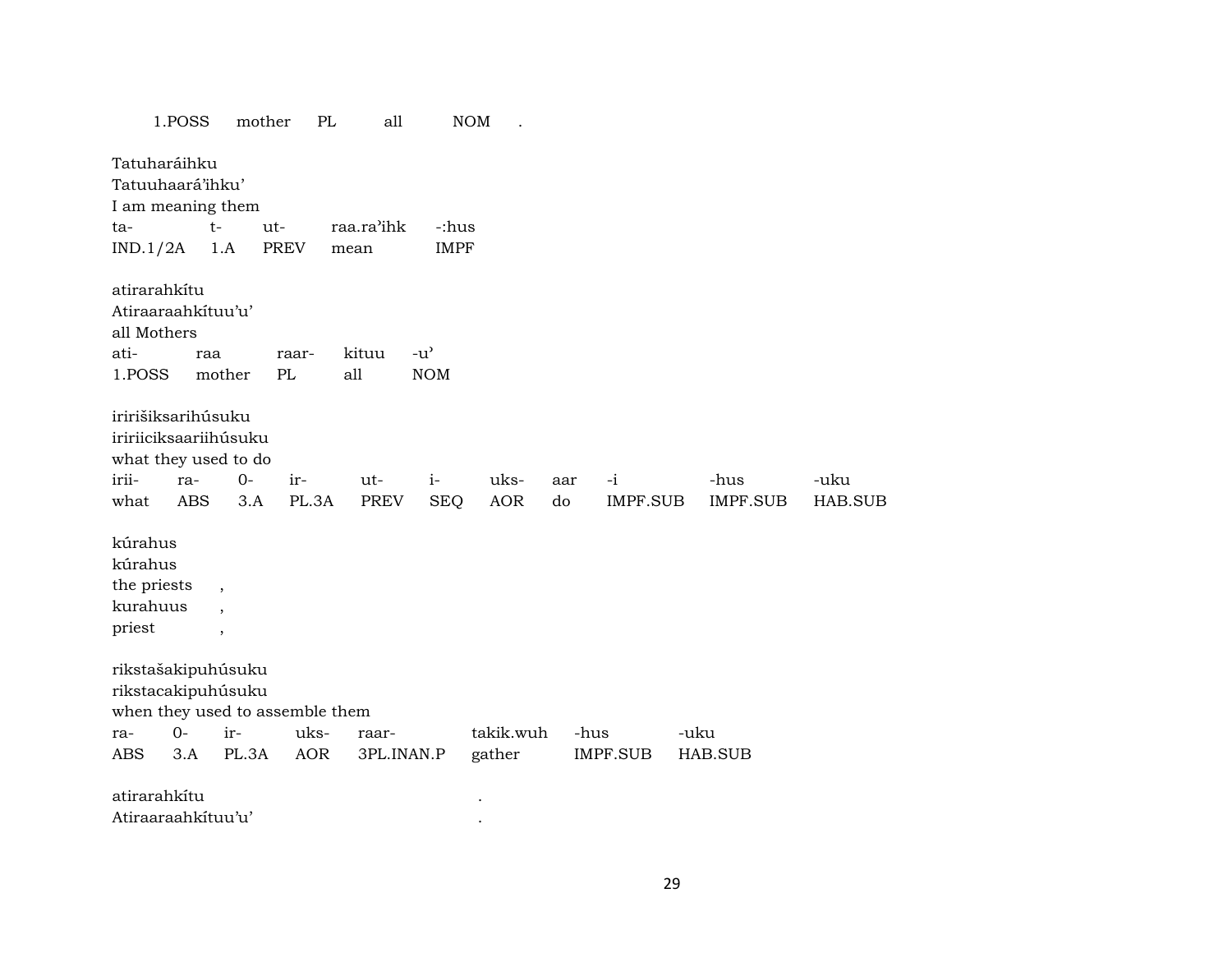| 1.POSS | mother | PL | all | NOM | . |
|---|---|---|---|---|---|

Tatuharáihku
Tatuuhaará'ihku'
I am meaning them

| ta- | t- | ut- | raa.ra'ihk | -:hus |
|---|---|---|---|---|
| IND.1/2A | 1.A | PREV | mean | IMPF |

atirarahkítu
Atiraaraahkítuu'u'
all Mothers

| ati- | raa | raar- | kituu | -u' |
|---|---|---|---|---|
| 1.POSS | mother | PL | all | NOM |

iririšiksarihúsuku
iririiciksaariihúsuku
what they used to do

| irii- | ra- | 0- | ir- | ut- | i- | uks- | aar | -i | -hus | -uku |
|---|---|---|---|---|---|---|---|---|---|---|
| what | ABS | 3.A | PL.3A | PREV | SEQ | AOR | do | IMPF.SUB | IMPF.SUB | HAB.SUB |

kúrahus
kúrahus
the priests ,
kurahuus ,
priest ,

rikstašakipuhúsuku
rikstacakipuhúsuku
when they used to assemble them

| ra- | 0- | ir- | uks- | raar- | takik.wuh | -hus | -uku |
|---|---|---|---|---|---|---|---|
| ABS | 3.A | PL.3A | AOR | 3PL.INAN.P | gather | IMPF.SUB | HAB.SUB |

atirarahkítu .
Atiraaraahkítuu'u' .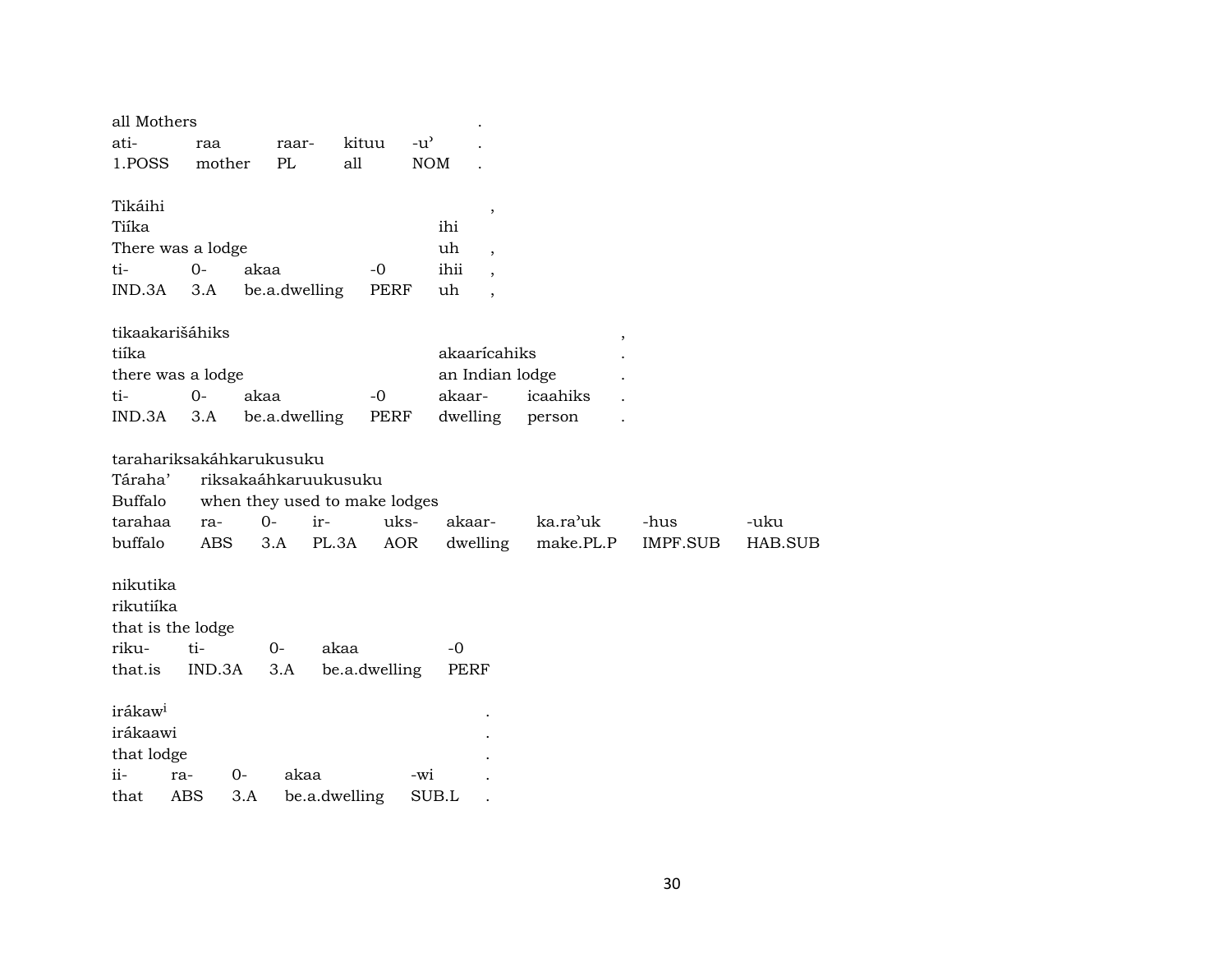all Mothers .
ati- raa raar- kituu -u' .
1.POSS mother PL all NOM .

| Tikáihi | | | | | , |
|---|---|---|---|---|---|
| Tiíka | | | | ihi | |
| There was a lodge | | | | uh | , |
| ti- | 0- | akaa | -0 | ihii | , |
| IND.3A | 3.A | be.a.dwelling | PERF | uh | , |

| tikaakarišáhiks | | | | | | , |
|---|---|---|---|---|---|---|
| tiíka | | | | akaarícahiks | | . |
| there was a lodge | | | | an Indian lodge | | . |
| ti- | 0- | akaa | -0 | akaar- | icaahiks | . |
| IND.3A | 3.A | be.a.dwelling | PERF | dwelling | person | . |

| taraharikssakáhkarukusuku | | | | | | | | |
|---|---|---|---|---|---|---|---|---|
| Táraha' | riksakaáhkaruukusuku | | | | | | | |
| Buffalo | when they used to make lodges | | | | | | | |
| tarahaa | ra- | 0- | ir- | uks- | akaar- | ka.ra'uk | -hus | -uku |
| buffalo | ABS | 3.A | PL.3A | AOR | dwelling | make.PL.P | IMPF.SUB | HAB.SUB |

| nikutika | | | | |
|---|---|---|---|---|
| rikutiíka | | | | |
| that is the lodge | | | | |
| riku- | ti- | 0- | akaa | -0 |
| that.is | IND.3A | 3.A | be.a.dwelling | PERF |

| irákaw[i] | | | | | . |
|---|---|---|---|---|---|
| irákaawi | | | | | . |
| that lodge | | | | | . |
| ii- | ra- | 0- | akaa | -wi | . |
| that | ABS | 3.A | be.a.dwelling | SUB.L | . |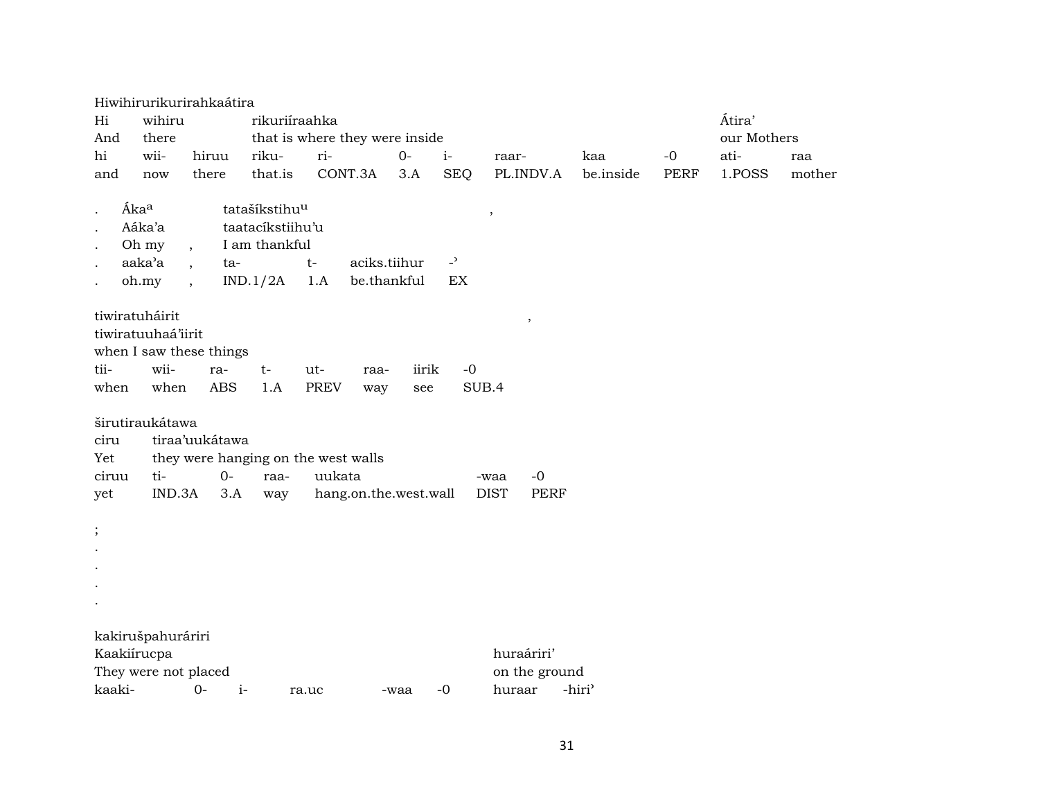Hiwihirurikurirahkaátira

| Hi | wihiru | | rikuriíraahka | | | | | | | Átira' | |
|---|---|---|---|---|---|---|---|---|---|---|---|
| And | there | | that is where they were inside | | | | | | | our Mothers | |
| hi | wii- | hiruu | riku- | ri- | 0- | i- | raar- | kaa | -0 | ati- | raa |
| and | now | there | that.is | CONT.3A | 3.A | SEQ | PL.INDV.A | be.inside | PERF | 1.POSS | mother |

| . | Áka[a] | | tatašíkstihu[u] | | | | , |
|---|---|---|---|---|---|---|---|
| . | Aáka'a | | taatacíkstiihu'u | | | | |
| . | Oh my | , | I am thankful | | | | |
| . | aaka'a | , | ta- | t- | aciks.tiihur | -' | |
| . | oh.my | , | IND.1/2A | 1.A | be.thankful | EX | |

tiwiratuháirit ,

| tiwiratuuhaá'iirit | | | | | | | |
|---|---|---|---|---|---|---|---|
| when I saw these things | | | | | | | |
| tii- | wii- | ra- | t- | ut- | raa- | iirik | -0 |
| when | when | ABS | 1.A | PREV | way | see | SUB.4 |

širutiraukátawa

| ciru | tiraa'uukátawa | | | | | |
|---|---|---|---|---|---|---|
| Yet | they were hanging on the west walls | | | | | |
| ciruu | ti- | 0- | raa- | uukata | -waa | -0 |
| yet | IND.3A | 3.A | way | hang.on.the.west.wall | DIST | PERF |

;
.
.
.
.

kakirušpahuráriri

| Kaakiírucpa | | | | | | huraáriri' | |
|---|---|---|---|---|---|---|---|
| They were not placed | | | | | | on the ground | |
| kaaki- | 0- | i- | ra.uc | -waa | -0 | huraar | -hiri' |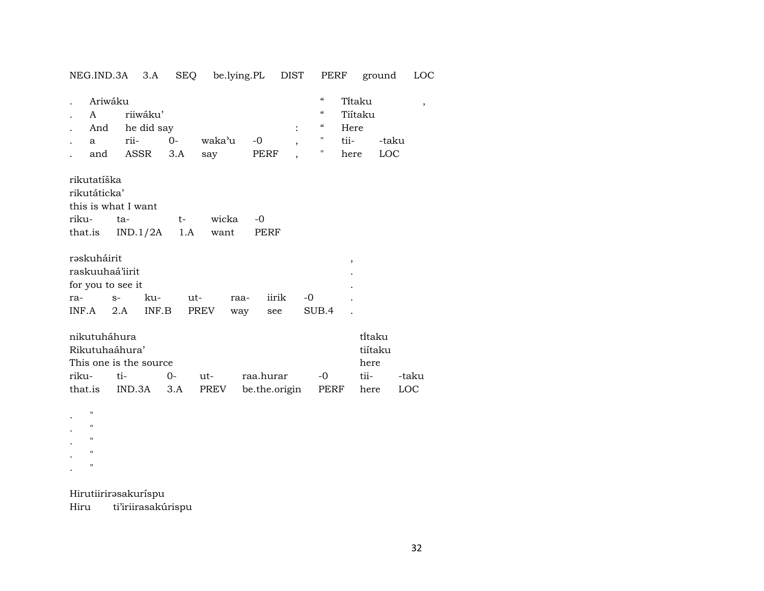NEG.IND.3A 3.A SEQ be.lying.PL DIST PERF ground LOC

| . | Ariwáku | | | | | “ | Tiٰtaku | , |
|---|---|---|---|---|---|---|---|---|
| . | A | riiwáku’ | | | | “ | Tiítaku | |
| . | And | he did say | | | : | “ | Here | |
| . | a | rii- | 0- | waka’u | -0 , | " | tii- | -taku |
| . | and | ASSR | 3.A | say | PERF , | " | here | LOC |

| rikutatíška | | | | |
|---|---|---|---|---|
| rikutáticka’ | | | | |
| this is what I want | | | | |
| riku- | ta- | t- | wicka | -0 |
| that.is | IND.1/2A | 1.A | want | PERF |

| rəskuháirit | | | | | | | , |
|---|---|---|---|---|---|---|---|
| raskuuhaá’iirit | | | | | | | . |
| for you to see it | | | | | | | . |
| ra- | s- | ku- | ut- | raa- | iirik | -0 | . |
| INF.A | 2.A | INF.B | PREV | way | see | SUB.4 | . |

| nikutuháhura | | | | | | tiٰtaku | |
|---|---|---|---|---|---|---|---|
| Rikutuhaáhura’ | | | | | | tiítaku | |
| This one is the source | | | | | | here | |
| riku- | ti- | 0- | ut- | raa.hurar | -0 | tii- | -taku |
| that.is | IND.3A | 3.A | PREV | be.the.origin | PERF | here | LOC |

. "
. "
. "
. "
. "

Hirutiirirəsakuríspu
Hiru ti’iriirasakúrispu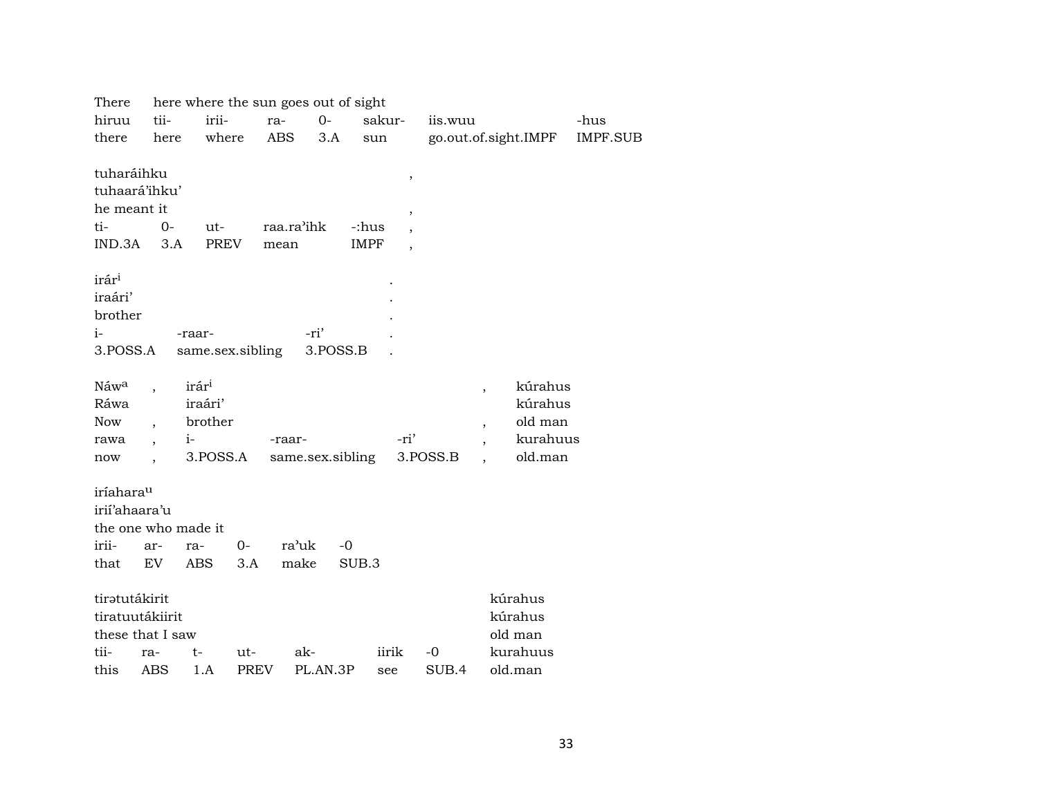There here where the sun goes out of sight

| hiruu | tii- | irii- | ra- | 0- | sakur- | iis.wuu | -hus |
|---|---|---|---|---|---|---|---|
| there | here | where | ABS | 3.A | sun | go.out.of.sight.IMPF | IMPF.SUB |

tuharáihku ,
tuhaará'ihku'
he meant it ,

| ti- | 0- | ut- | raa.ra'ihk | -:hus | , |
|---|---|---|---|---|---|
| IND.3A | 3.A | PREV | mean | IMPF | , |

irár[i] .
iraári' .
brother .

| i- | -raar- | -ri' | . |
|---|---|---|---|
| 3.POSS.A | same.sex.sibling | 3.POSS.B | . |

| Náw[a] | , | irár[i] | | | , | kúrahus |
|---|---|---|---|---|---|---|
| Ráwa | | iraári' | | | | kúrahus |
| Now | , | brother | | | , | old man |
| rawa | , | i- | -raar- | -ri' | , | kurahuus |
| now | , | 3.POSS.A | same.sex.sibling | 3.POSS.B | , | old.man |

iríahara[u]
irií'ahaara'u
the one who made it

| irii- | ar- | ra- | 0- | ra'uk | -0 |
|---|---|---|---|---|---|
| that | EV | ABS | 3.A | make | SUB.3 |

| tirətutákirit | | | | | | | kúrahus |
|---|---|---|---|---|---|---|---|
| tiratuutákiirit | | | | | | | kúrahus |
| these that I saw | | | | | | | old man |
| tii- | ra- | t- | ut- | ak- | iirik | -0 | kurahuus |
| this | ABS | 1.A | PREV | PL.AN.3P | see | SUB.4 | old.man |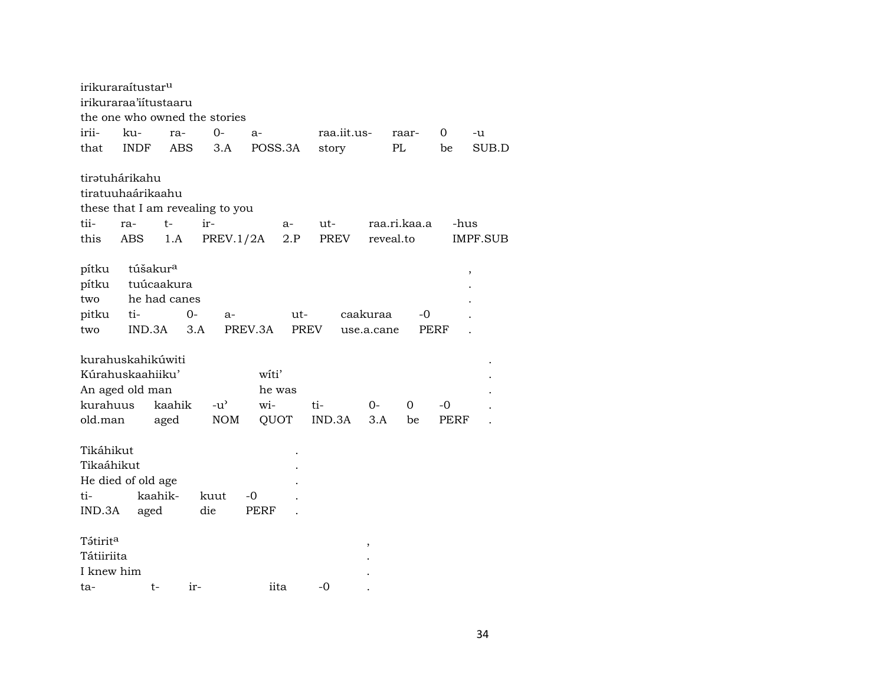irikuraraítustar^u
irikuraraa'iítustaaru
the one who owned the stories

| irii- | ku- | ra- | 0- | a- | raa.iit.us- | raar- | 0 | -u |
|---|---|---|---|---|---|---|---|---|
| that | INDF | ABS | 3.A | POSS.3A | story | PL | be | SUB.D |

tirətuhárikahu
tiratuuhaárikaahu
these that I am revealing to you

| tii- | ra- | t- | ir- | a- | ut- | raa.ri.kaa.a | -hus |
|---|---|---|---|---|---|---|---|
| this | ABS | 1.A | PREV.1/2A | 2.P | PREV | reveal.to | IMPF.SUB |

pítku túšakur^a ,
pítku tuúcaakura .
two he had canes .

| pitku | ti- | 0- | a- | ut- | caakuraa | -0 | . |
|---|---|---|---|---|---|---|---|
| two | IND.3A | 3.A | PREV.3A | PREV | use.a.cane | PERF | . |

kurahuskahikúwiti .
Kúrahuskaahiiku' wíti' .
An aged old man he was .

| kurahuus | kaahik | -u' | wi- | ti- | 0- | 0 | -0 | . |
|---|---|---|---|---|---|---|---|---|
| old.man | aged | NOM | QUOT | IND.3A | 3.A | be | PERF | . |

Tikáhikut .
Tikaáhikut .
He died of old age .

| ti- | kaahik- | kuut | -0 | . |
|---|---|---|---|---|
| IND.3A | aged | die | PERF | . |

Tə́tirit^a ,
Tátiiriita .
I knew him .

| ta- | t- | ir- | iita | -0 | . |
|---|---|---|---|---|---|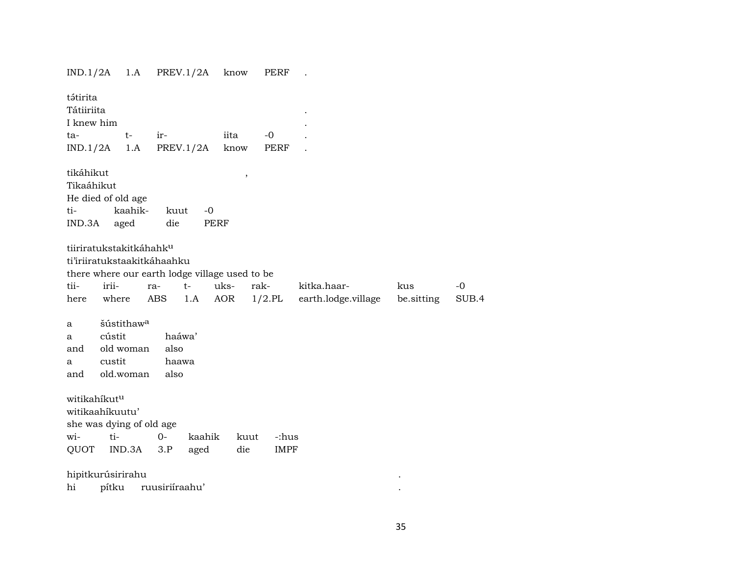IND.1/2A   1.A   PREV.1/2A   know   PERF   .

tə́tirita
Tátiiriita   .
I knew him   .
ta-   t-   ir-   iita   -0   .
IND.1/2A   1.A   PREV.1/2A   know   PERF   .

tikáhikut   ,
Tikaáhikut
He died of old age
ti-   kaahik-   kuut   -0
IND.3A   aged   die   PERF

tiiriratukstakitkáhahk[u]
ti'iriiratukstaakitkáhaahku
there where our earth lodge village used to be
tii-   irii-   ra-   t-   uks-   rak-   kitka.haar-   kus   -0
here   where   ABS   1.A   AOR   1/2.PL   earth.lodge.village   be.sitting   SUB.4

a   šústithaw[a]
a   cústit   haáwa'
and   old woman   also
a   custit   haawa
and   old.woman   also

witikahíkut[u]
witikaahíkuutu'
she was dying of old age
wi-   ti-   0-   kaahik   kuut   -:hus
QUOT   IND.3A   3.P   aged   die   IMPF

hipitkurúsirirahu   .
hi   pítku   ruusiriíraahu'   .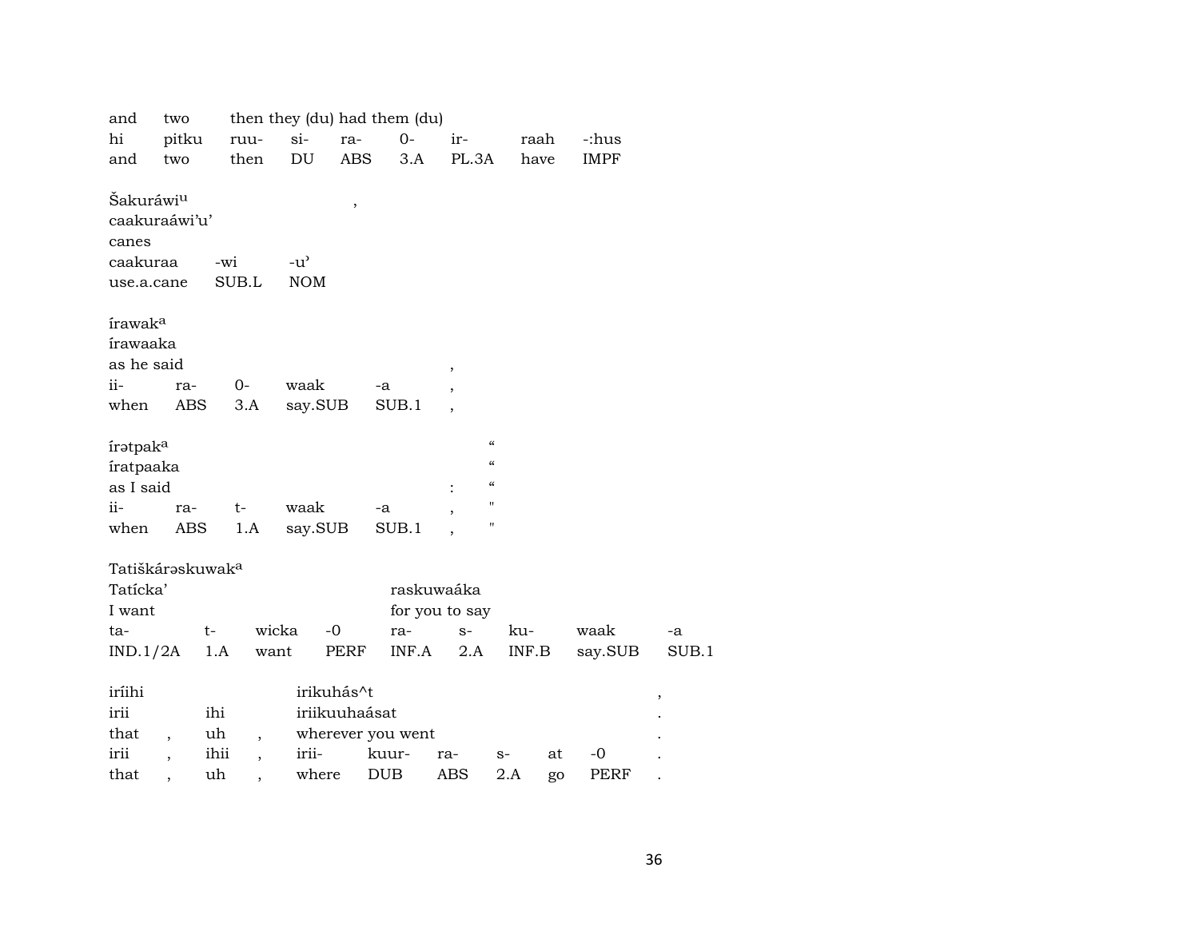| and | two | then they (du) had them (du) | | | | | | |
|---|---|---|---|---|---|---|---|---|
| hi | pitku | ruu- | si- | ra- | 0- | ir- | raah | -:hus |
| and | two | then | DU | ABS | 3.A | PL.3A | have | IMPF |

| Šakuráwi[u] | | , |
|---|---|---|
| caakuraáwi'u' | | |
| canes | | |
| caakuraa | -wi | -u' |
| use.a.cane | SUB.L | NOM |

| írawak[a] | | | | | |
|---|---|---|---|---|---|
| írawaaka | | | | | |
| as he said | | | | | , |
| ii- | ra- | 0- | waak | -a | , |
| when | ABS | 3.A | say.SUB | SUB.1 | , |

| írətpak[a] | | | | | | " |
|---|---|---|---|---|---|---|
| íratpaaka | | | | | | " |
| as I said | | | | | : | " |
| ii- | ra- | t- | waak | -a | , | " |
| when | ABS | 1.A | say.SUB | SUB.1 | , | " |

| Tatiškárəskuwak[a] | | | | | | | | |
|---|---|---|---|---|---|---|---|---|
| Tatícka' | | | | raskuwaáka | | | | |
| I want | | | | for you to say | | | | |
| ta- | t- | wicka | -0 | ra- | s- | ku- | waak | -a |
| IND.1/2A | 1.A | want | PERF | INF.A | 2.A | INF.B | say.SUB | SUB.1 |

| iríihi | | | | irikuhás^t | | | | | | , |
|---|---|---|---|---|---|---|---|---|---|---|
| irii | | ihi | | iriikuuhaásat | | | | | | . |
| that | , | uh | , | wherever you went | | | | | | . |
| irii | , | ihii | , | irii- | kuur- | ra- | s- | at | -0 | . |
| that | , | uh | , | where | DUB | ABS | 2.A | go | PERF | . |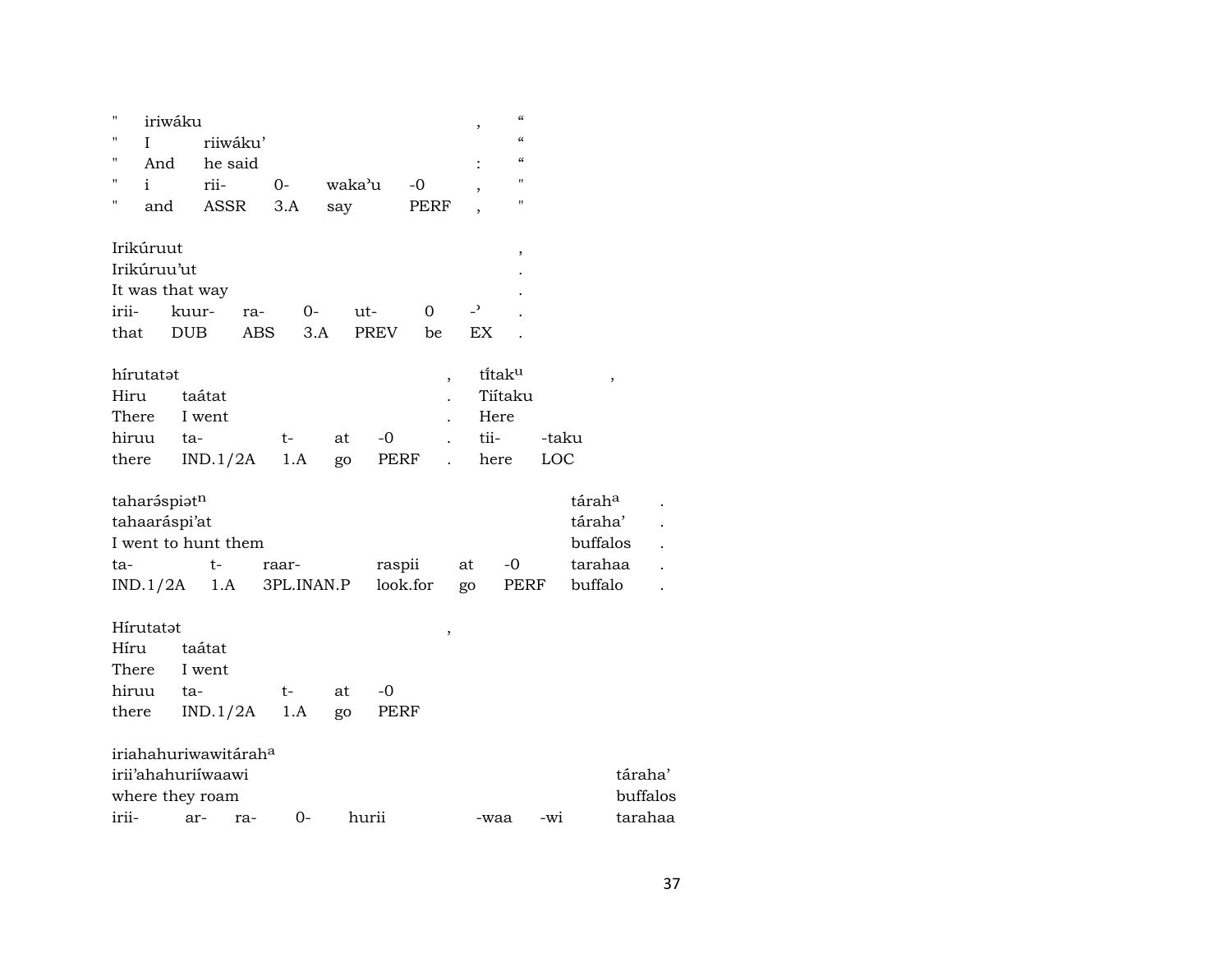| " | iriwáku | | | | | , | " |
|---|---|---|---|---|---|---|---|
| " | I | riiwáku' | | | | | " |
| " | And | he said | | | | : | " |
| " | i | rii- | 0- | waka'u | -0 | , | " |
| " | and | ASSR | 3.A | say | PERF | , | " |

| Irikúruut | | | | | | | , |
|---|---|---|---|---|---|---|---|
| Irikúruu'ut | | | | | | | . |
| It was that way | | | | | | | . |
| irii- | kuur- | ra- | 0- | ut- | 0 | -' | . |
| that | DUB | ABS | 3.A | PREV | be | EX | . |

| hírutatət | | | | | , | tĩtak[u] | | , |
|---|---|---|---|---|---|---|---|---|
| Hiru | taátat | | | | . | Tiítaku | | |
| There | I went | | | | . | Here | | |
| hiruu | ta- | t- | at | -0 | . | tii- | -taku | |
| there | IND.1/2A | 1.A | go | PERF | . | here | LOC | |

| taharə́spiət[n] | | | | | | | tárah[a] | . |
|---|---|---|---|---|---|---|---|---|
| tahaaráspi'at | | | | | | | táraha' | . |
| I went to hunt them | | | | | | | buffalos | . |
| ta- | t- | raar- | raspii | at | -0 | | tarahaa | . |
| IND.1/2A | 1.A | 3PL.INAN.P | look.for | go | PERF | | buffalo | . |

| Hírutatət | | | | | , |
|---|---|---|---|---|---|
| Híru | taátat | | | | |
| There | I went | | | | |
| hiruu | ta- | t- | at | -0 | |
| there | IND.1/2A | 1.A | go | PERF | |

| iriahahuriwawitárah[a] | | | | | | | |
|---|---|---|---|---|---|---|---|
| irii'ahahuriíwaawi | | | | | | | táraha' |
| where they roam | | | | | | | buffalos |
| irii- | ar- | ra- | 0- | hurii | -waa | -wi | tarahaa |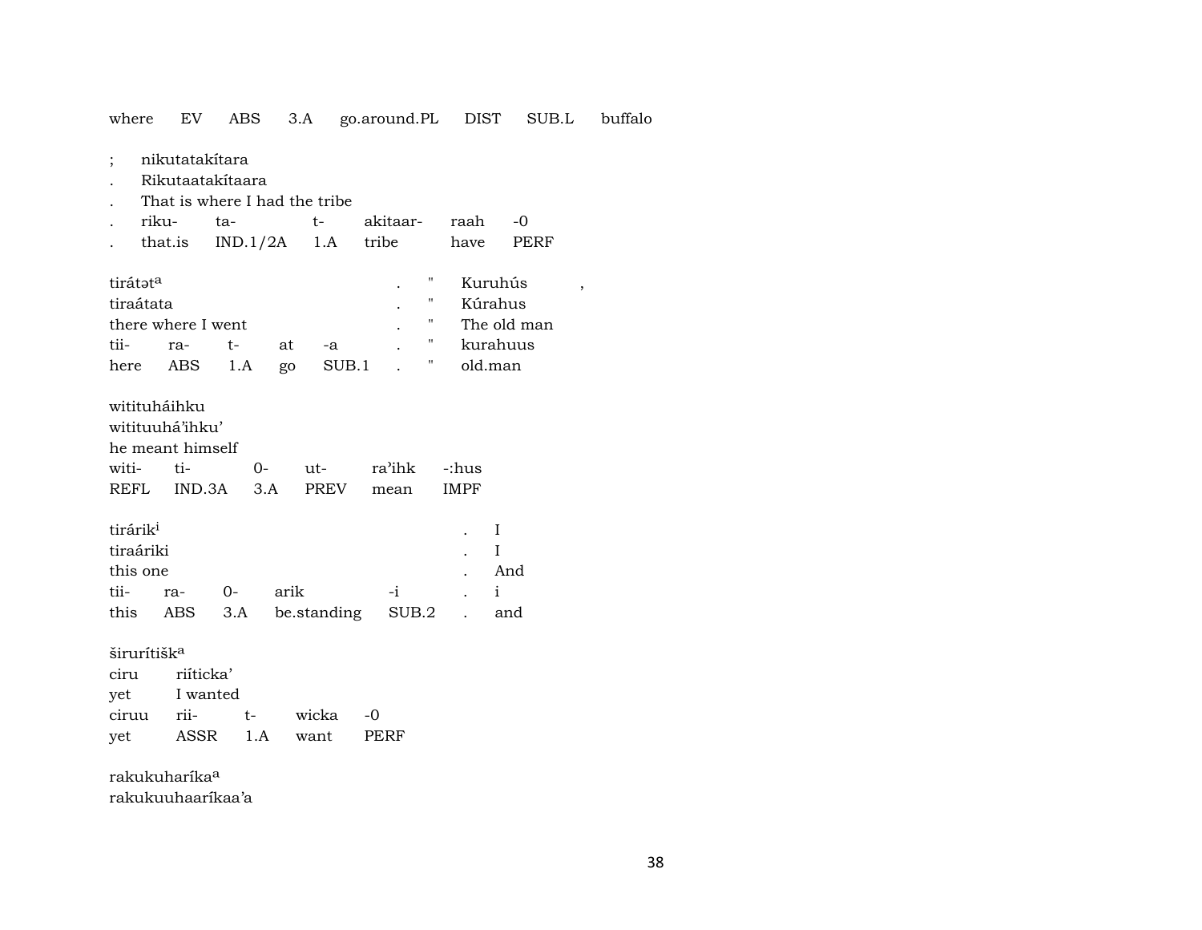where EV ABS 3.A go.around.PL DIST SUB.L buffalo

; nikutatakítara
. Rikutaatakítaara
. That is where I had the tribe
. riku- ta- t- akitaar- raah -0
. that.is IND.1/2A 1.A tribe have PERF

| | | | | | | | |
|---|---|---|---|---|---|---|---|
| tirátət[a] | | | | | . | " | Kuruhús , |
| tiraátata | | | | | . | " | Kúrahus |
| there where I went | | | | | . | " | The old man |
| tii- | ra- | t- | at | -a | . | " | kurahuus |
| here | ABS | 1.A | go | SUB.1 | . | " | old.man |

wititu há ihku

wititu há ihku

| | | | | | |
|---|---|---|---|---|---|
| witituháihku | | | | | |
| witituuhá'ihku' | | | | | |
| he meant himself | | | | | |
| witi- | ti- | 0- | ut- | ra'ihk | -:hus |
| REFL | IND.3A | 3.A | PREV | mean | IMPF |

| | | | | | | |
|---|---|---|---|---|---|---|
| tirárik[i] | | | | | . | I |
| tiraáriki | | | | | . | I |
| this one | | | | | . | And |
| tii- | ra- | 0- | arik | -i | . | i |
| this | ABS | 3.A | be.standing | SUB.2 | . | and |

| | | | | |
|---|---|---|---|---|
| širurítišk[a] | | | | |
| ciru | riíticka' | | | |
| yet | I wanted | | | |
| ciruu | rii- | t- | wicka | -0 |
| yet | ASSR | 1.A | want | PERF |

rakukuharíka[a]
rakukuuhaaríkaa'a

where EV ABS 3.A go.around.PL DIST SUB.L buffalo

; nikutatakítara
. Rikutaatakítaara
. That is where I had the tribe
. riku- ta- t- akitaar- raah -0
. that.is IND.1/2A 1.A tribe have PERF

| | | | | | | | |
|---|---|---|---|---|---|---|---|
| tirátət[a] | | | | | . | " | Kuruhús , |
| tiraátata | | | | | . | " | Kúrahus |
| there where I went | | | | | . | " | The old man |
| tii- | ra- | t- | at | -a | . | " | kurahuus |
| here | ABS | 1.A | go | SUB.1 | . | " | old.man |

| | | | | | |
|---|---|---|---|---|---|
| witituháihku | | | | | |
| witituuhá'ihku' | | | | | |
| he meant himself | | | | | |
| witi- | ti- | 0- | ut- | ra'ihk | -:hus |
| REFL | IND.3A | 3.A | PREV | mean | IMPF |

| | | | | | | |
|---|---|---|---|---|---|---|
| tirárik[i] | | | | | . | I |
| tiraáriki | | | | | . | I |
| this one | | | | | . | And |
| tii- | ra- | 0- | arik | -i | . | i |
| this | ABS | 3.A | be.standing | SUB.2 | . | and |

| | | | | |
|---|---|---|---|---|
| širurítišk[a] | | | | |
| ciru | riíticka' | | | |
| yet | I wanted | | | |
| ciruu | rii- | t- | wicka | -0 |
| yet | ASSR | 1.A | want | PERF |

rakukuharíka[a]
rakukuuhaaríkaa'a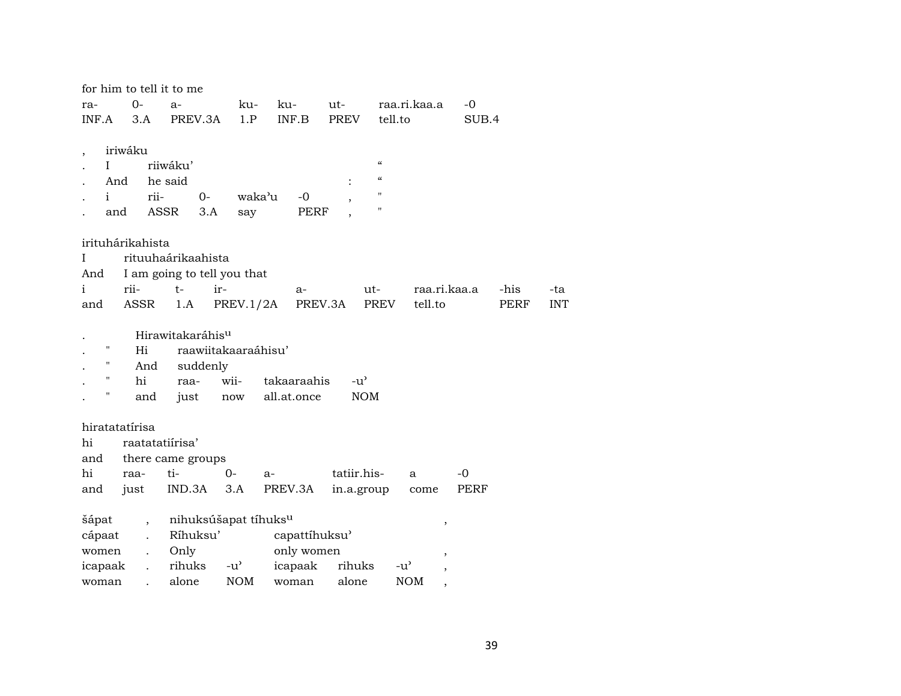for him to tell it to me

| ra- | 0- | a- | ku- | ku- | ut- | raa.ri.kaa.a | -0 |
|---|---|---|---|---|---|---|---|
| INF.A | 3.A | PREV.3A | 1.P | INF.B | PREV | tell.to | SUB.4 |

| , | iriwáku | | | | | |
|---|---|---|---|---|---|---|
| . | I | riiwáku’ | | | | “ |
| . | And | he said | | | : | “ |
| . | i | rii- | 0- | waka’u | -0 , | " |
| . | and | ASSR | 3.A | say | PERF , | " |

irituhárikahista

| I | rituuhaárikaahista | | | | | | |
|---|---|---|---|---|---|---|---|
| And | I am going to tell you that | | | | | | |
| i | rii- | t- | ir- | a- | ut- | raa.ri.kaa.a | -his | -ta |
| and | ASSR | 1.A | PREV.1/2A | PREV.3A | PREV | tell.to | PERF | INT |

| . | | Hirawitakaráhis[u] | | | | |
|---|---|---|---|---|---|---|
| . | " | Hi | raawiitakaaraáhisu’ | | | |
| . | " | And | suddenly | | | |
| . | " | hi | raa- | wii- | takaaraahis | -u’ |
| . | " | and | just | now | all.at.once | NOM |

hiratatatírisa

| hi | raatatatiírisa’ | | | | | |
|---|---|---|---|---|---|---|
| and | there came groups | | | | | |
| hi | raa- | ti- | 0- | a- | tatiir.his- | a | -0 |
| and | just | IND.3A | 3.A | PREV.3A | in.a.group | come | PERF |

| šápat | , | nihuksúšapat tíhuks[u] | | | | | , |
|---|---|---|---|---|---|---|---|
| cápaat | . | Ríhuksu’ | | capattíhuksu’ | | | |
| women | . | Only | | only women | | | , |
| icapaak | . | rihuks | -u’ | icapaak | rihuks | -u’ | , |
| woman | . | alone | NOM | woman | alone | NOM | , |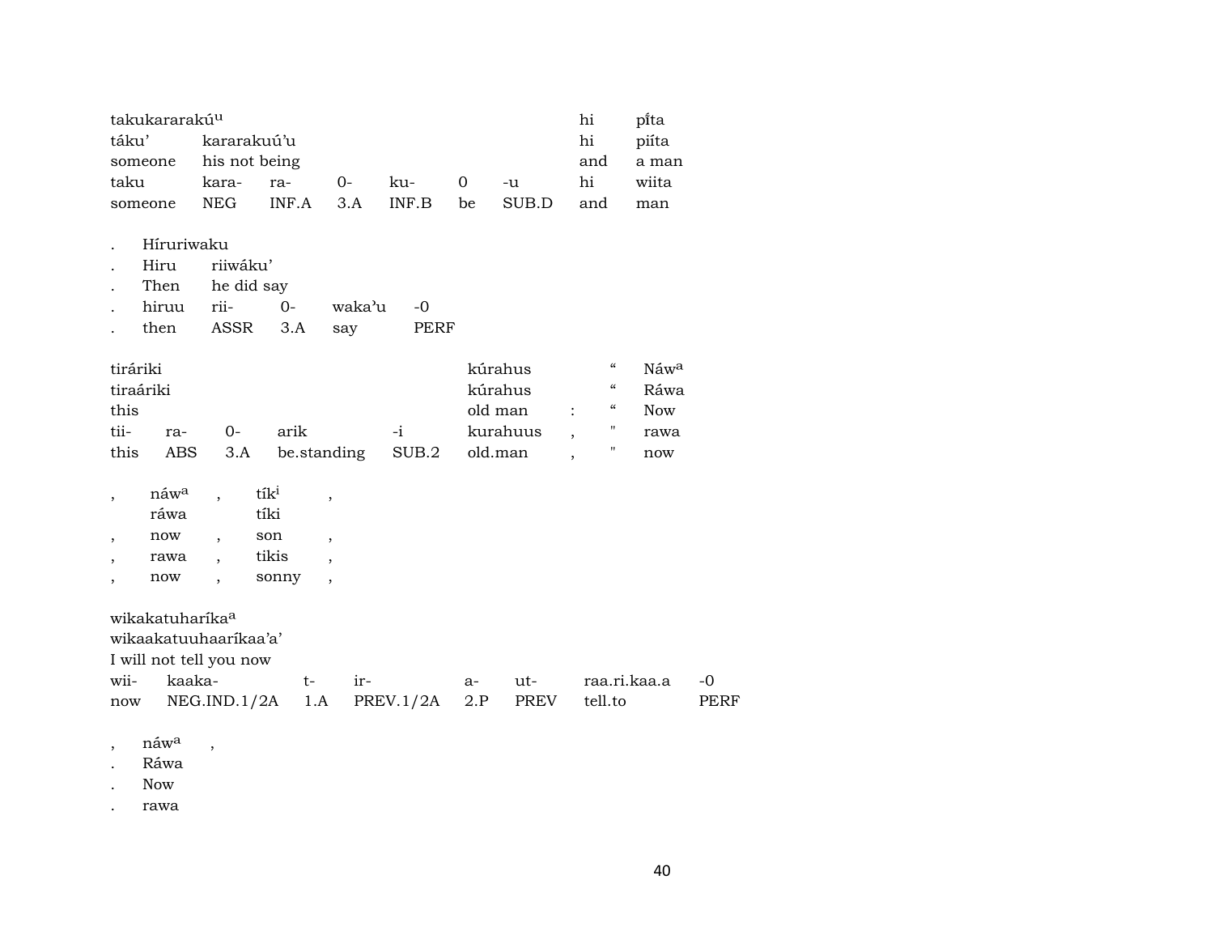| takukararakú^u | | | | | | | hi | pı̃ta |
|---|---|---|---|---|---|---|---|---|
| táku' | kararakuú'u | | | | | | hi | piíta |
| someone | his not being | | | | | | and | a man |
| taku | kara- | ra- | 0- | ku- | 0 | -u | hi | wiita |
| someone | NEG | INF.A | 3.A | INF.B | be | SUB.D | and | man |

| . | Híruriwaku | | | | |
|---|---|---|---|---|---|
| . | Hiru | riiwáku' | | | |
| . | Then | he did say | | | |
| . | hiruu | rii- | 0- | waka'u | -0 |
| . | then | ASSR | 3.A | say | PERF |

| tiráriki | | | | | kúrahus | | “ | Náw^a |
|---|---|---|---|---|---|---|---|---|
| tiraáriki | | | | | kúrahus | | “ | Ráwa |
| this | | | | | old man | : | “ | Now |
| tii- | ra- | 0- | arik | -i | kurahuus | , | " | rawa |
| this | ABS | 3.A | be.standing | SUB.2 | old.man | , | " | now |

| , | náw^a | , | tík^i | , |
|---|---|---|---|---|
| | ráwa | | tíki | |
| , | now | , | son | , |
| , | rawa | , | tikis | , |
| , | now | , | sonny | , |

| wikakatuharíka^a | | | | | | | |
|---|---|---|---|---|---|---|---|
| wikaakatuuhaarikaa'a' | | | | | | | |
| I will not tell you now | | | | | | | |
| wii- | kaaka- | t- | ir- | a- | ut- | raa.ri.kaa.a | -0 |
| now | NEG.IND.1/2A | 1.A | PREV.1/2A | 2.P | PREV | tell.to | PERF |

| , | náw^a | , |
|---|---|---|
| . | Ráwa | |
| . | Now | |
| . | rawa | |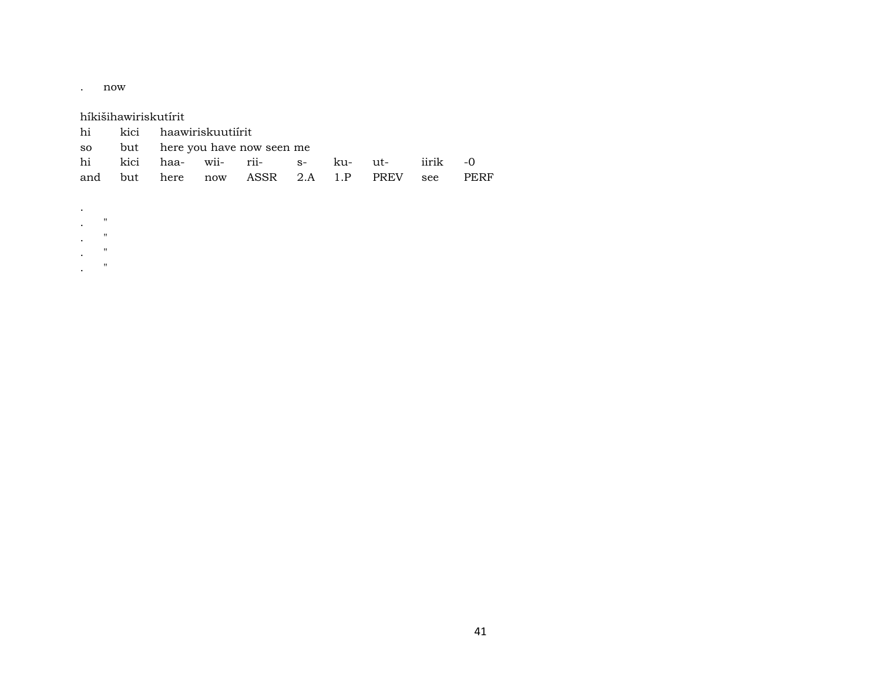. now

híkišihawiriskutírit

| | | | | | | | | | |
|---|---|---|---|---|---|---|---|---|---|
| hi | kici | haawiriskuutiírit | | | | | | | |
| so | but | here you have now seen me | | | | | | | |
| hi | kici | haa- | wii- | rii- | s- | ku- | ut- | iirik | -0 |
| and | but | here | now | ASSR | 2.A | 1.P | PREV | see | PERF |

.

. "

. "

. "

. "